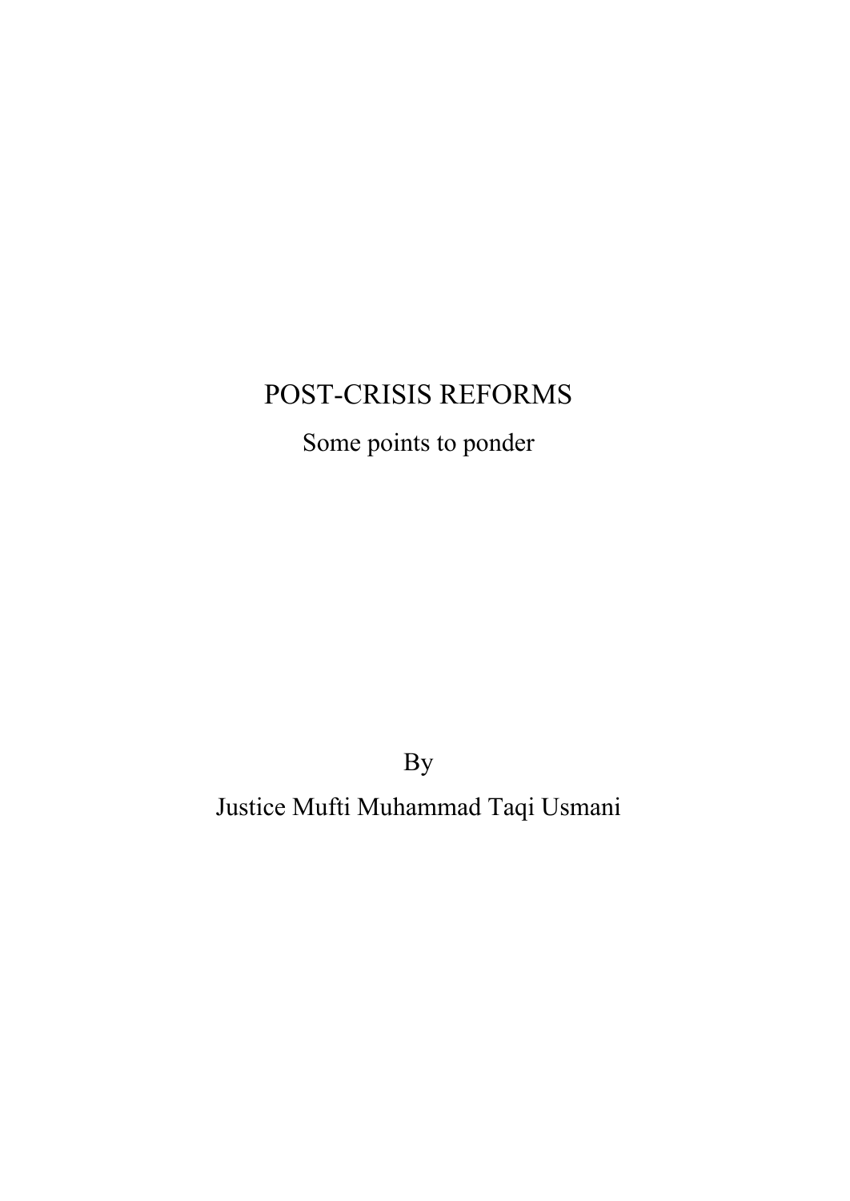# POST-CRISIS REFORMS

Some points to ponder

By

Justice Mufti Muhammad Taqi Usmani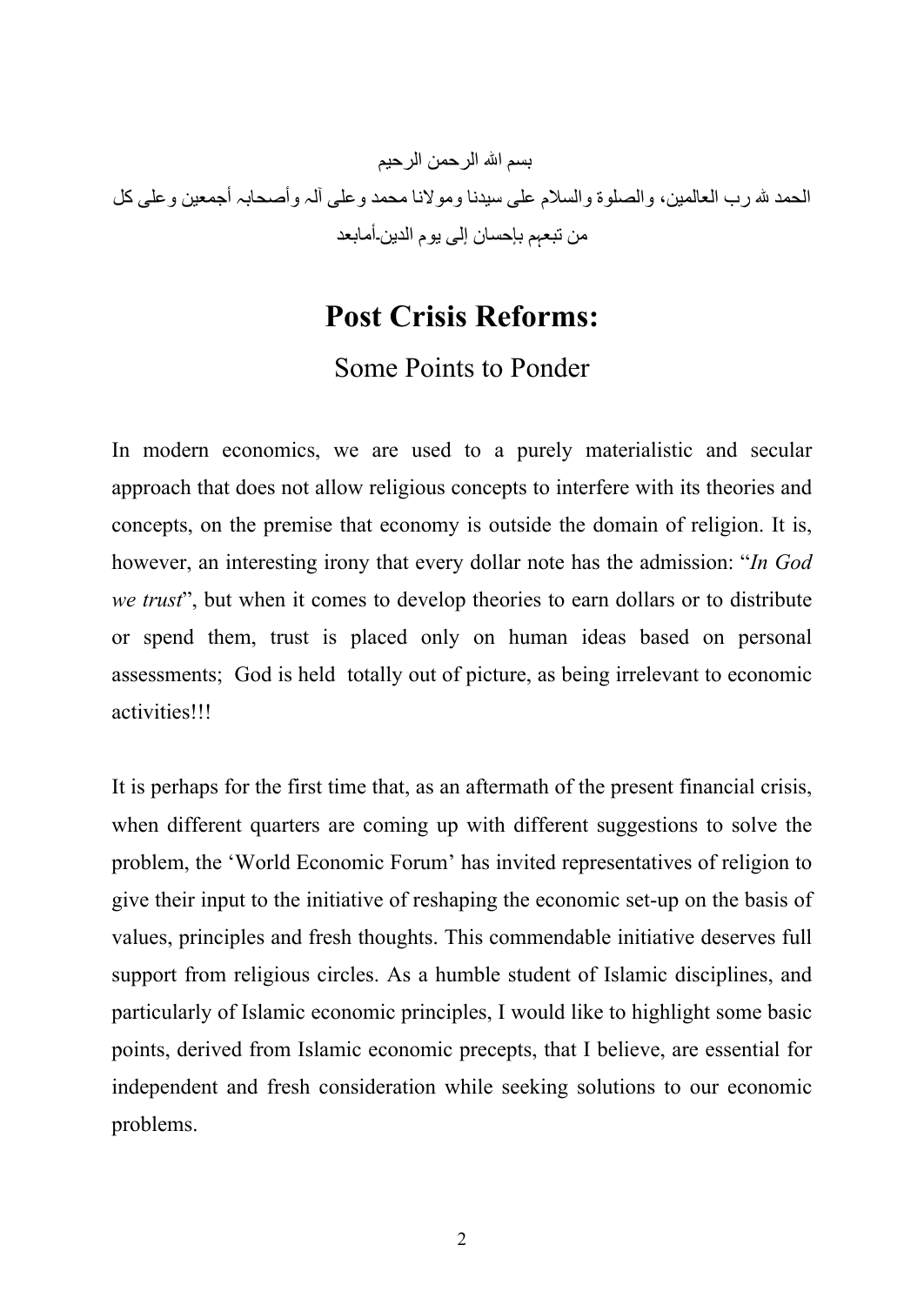بسم الله الرحمن الرحيم

الحمد لله رب العالمين، والصلوة والسلام على سيدنا ومولانا محمد وعلى آله وأصحابه أجمعين وعلى كل من تبعهم بإحسان إلى يوم الدين.أمابعد

# Post Crisis Reforms:

## Some Points to Ponder

In modern economics, we are used to a purely materialistic and secular approach that does not allow religious concepts to interfere with its theories and concepts, on the premise that economy is outside the domain of religion. It is, however, an interesting irony that every dollar note has the admission: "*In God we trust*", but when it comes to develop theories to earn dollars or to distribute or spend them, trust is placed only on human ideas based on personal assessments; God is held totally out of picture, as being irrelevant to economic activities!!!

It is perhaps for the first time that, as an aftermath of the present financial crisis, when different quarters are coming up with different suggestions to solve the problem, the 'World Economic Forum' has invited representatives of religion to give their input to the initiative of reshaping the economic set-up on the basis of values, principles and fresh thoughts. This commendable initiative deserves full support from religious circles. As a humble student of Islamic disciplines, and particularly of Islamic economic principles, I would like to highlight some basic points, derived from Islamic economic precepts, that I believe, are essential for independent and fresh consideration while seeking solutions to our economic problems.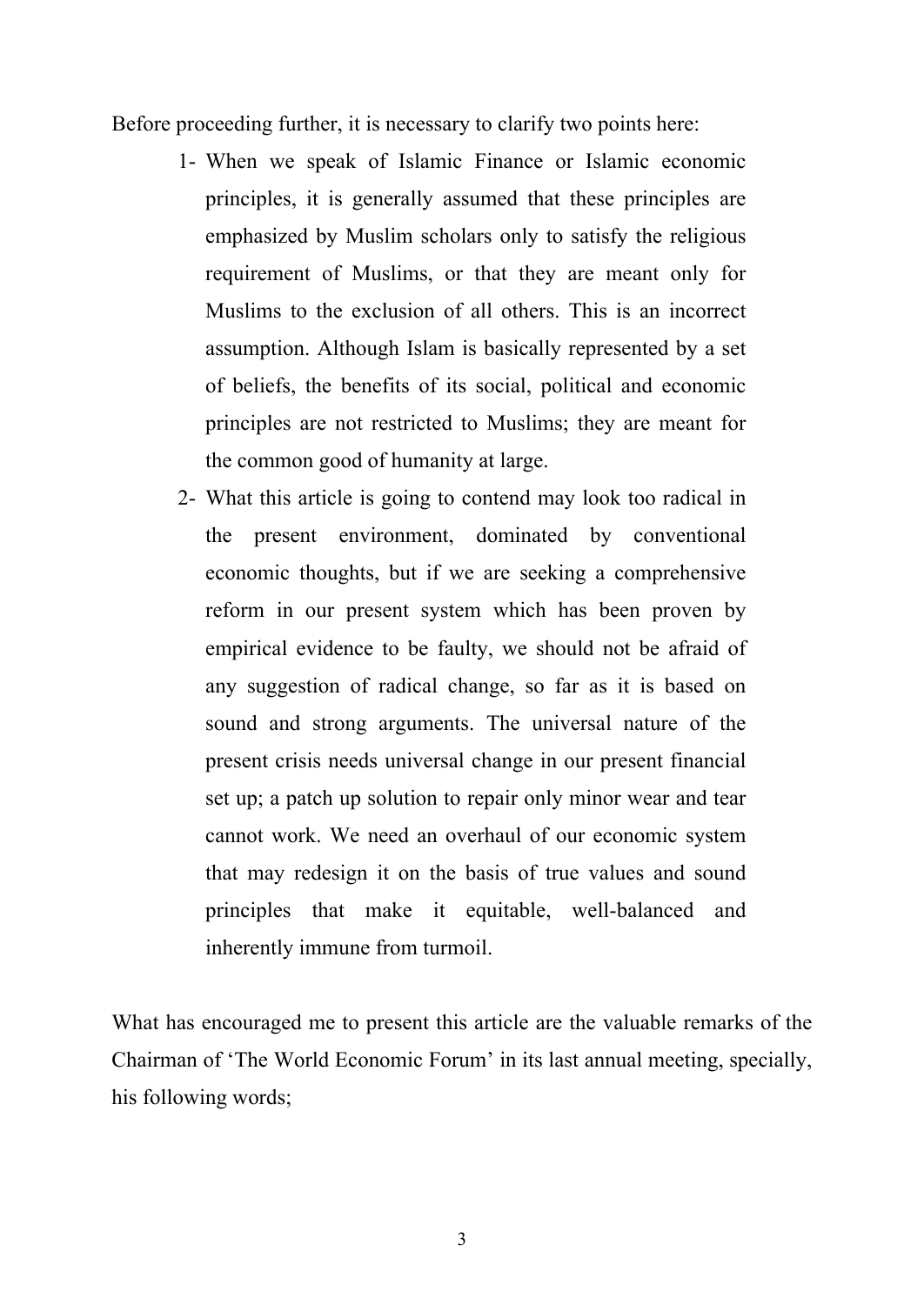Before proceeding further, it is necessary to clarify two points here:

1- When we speak of Islamic Finance or Islamic economic principles, it is generally assumed that these principles are emphasized by Muslim scholars only to satisfy the religious requirement of Muslims, or that they are meant only for Muslims to the exclusion of all others. This is an incorrect assumption. Although Islam is basically represented by a set of beliefs, the benefits of its social, political and economic principles are not restricted to Muslims; they are meant for the common good of humanity at large.

2- What this article is going to contend may look too radical in the present environment, dominated by conventional economic thoughts, but if we are seeking a comprehensive reform in our present system which has been proven by empirical evidence to be faulty, we should not be afraid of any suggestion of radical change, so far as it is based on sound and strong arguments. The universal nature of the present crisis needs universal change in our present financial set up; a patch up solution to repair only minor wear and tear cannot work. We need an overhaul of our economic system that may redesign it on the basis of true values and sound principles that make it equitable, well-balanced and inherently immune from turmoil.

What has encouraged me to present this article are the valuable remarks of the Chairman of 'The World Economic Forum' in its last annual meeting, specially, his following words;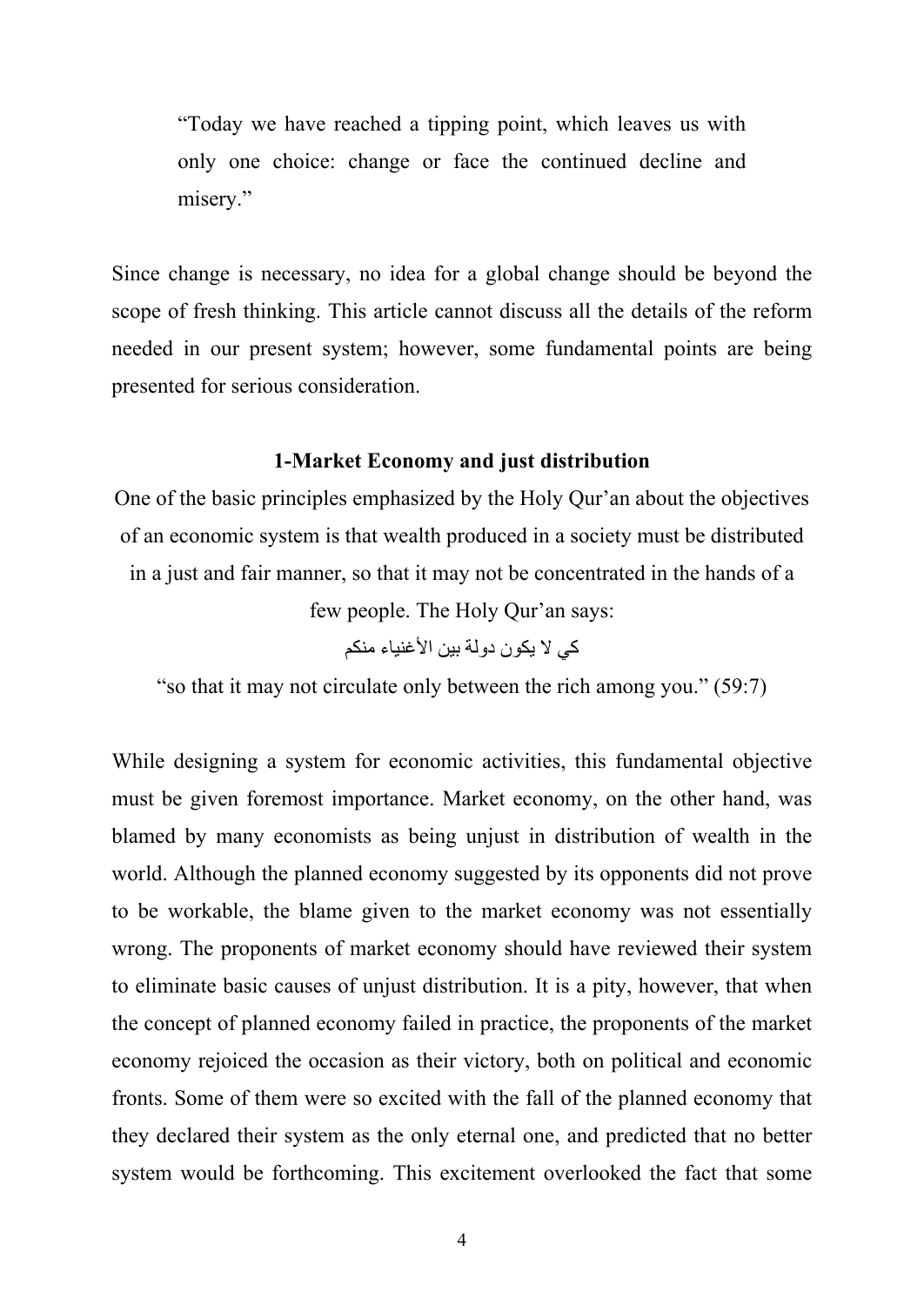> "Today we have reached a tipping point, which leaves us with only one choice: change or face the continued decline and misery."

Since change is necessary, no idea for a global change should be beyond the scope of fresh thinking. This article cannot discuss all the details of the reform needed in our present system; however, some fundamental points are being presented for serious consideration.

### 1-Market Economy and just distribution

One of the basic principles emphasized by the Holy Qur'an about the objectives of an economic system is that wealth produced in a society must be distributed in a just and fair manner, so that it may not be concentrated in the hands of a few people. The Holy Qur'an says:

كي لا يكون دولة بين الأغنياء منكم

"so that it may not circulate only between the rich among you." (59:7)

While designing a system for economic activities, this fundamental objective must be given foremost importance. Market economy, on the other hand, was blamed by many economists as being unjust in distribution of wealth in the world. Although the planned economy suggested by its opponents did not prove to be workable, the blame given to the market economy was not essentially wrong. The proponents of market economy should have reviewed their system to eliminate basic causes of unjust distribution. It is a pity, however, that when the concept of planned economy failed in practice, the proponents of the market economy rejoiced the occasion as their victory, both on political and economic fronts. Some of them were so excited with the fall of the planned economy that they declared their system as the only eternal one, and predicted that no better system would be forthcoming. This excitement overlooked the fact that some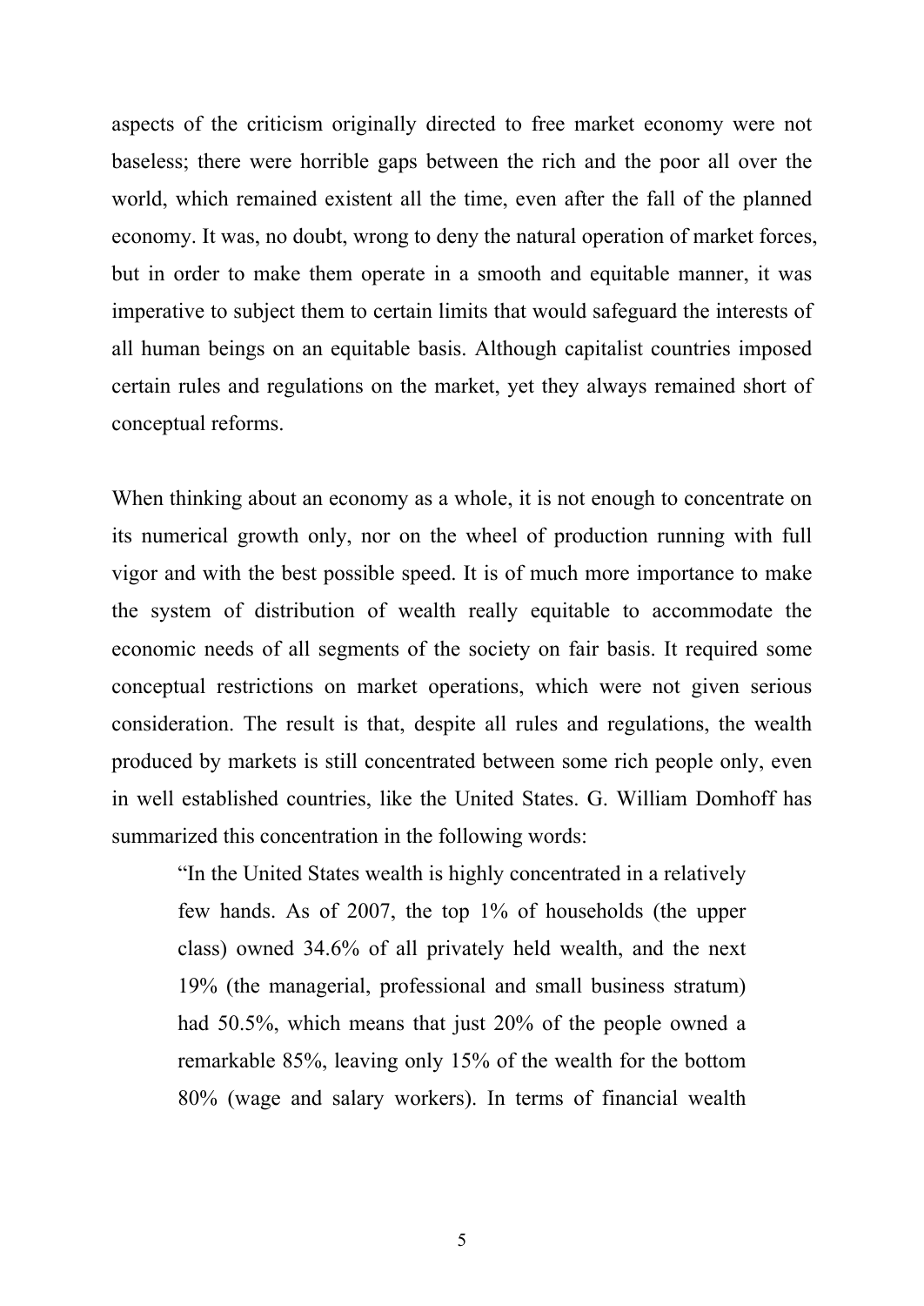aspects of the criticism originally directed to free market economy were not baseless; there were horrible gaps between the rich and the poor all over the world, which remained existent all the time, even after the fall of the planned economy. It was, no doubt, wrong to deny the natural operation of market forces, but in order to make them operate in a smooth and equitable manner, it was imperative to subject them to certain limits that would safeguard the interests of all human beings on an equitable basis. Although capitalist countries imposed certain rules and regulations on the market, yet they always remained short of conceptual reforms.

When thinking about an economy as a whole, it is not enough to concentrate on its numerical growth only, nor on the wheel of production running with full vigor and with the best possible speed. It is of much more importance to make the system of distribution of wealth really equitable to accommodate the economic needs of all segments of the society on fair basis. It required some conceptual restrictions on market operations, which were not given serious consideration. The result is that, despite all rules and regulations, the wealth produced by markets is still concentrated between some rich people only, even in well established countries, like the United States. G. William Domhoff has summarized this concentration in the following words:

> "In the United States wealth is highly concentrated in a relatively few hands. As of 2007, the top 1% of households (the upper class) owned 34.6% of all privately held wealth, and the next 19% (the managerial, professional and small business stratum) had 50.5%, which means that just 20% of the people owned a remarkable 85%, leaving only 15% of the wealth for the bottom 80% (wage and salary workers). In terms of financial wealth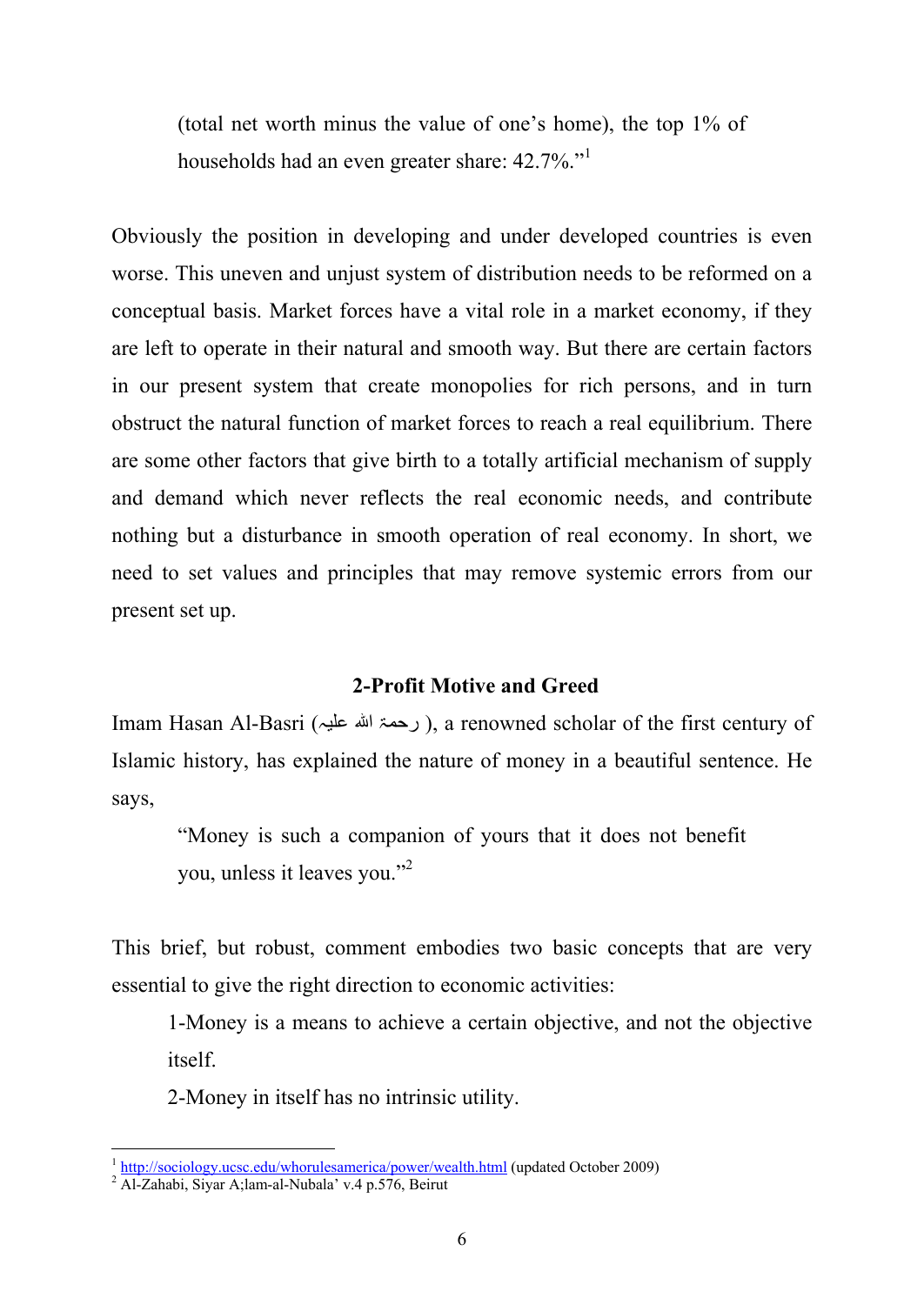(total net worth minus the value of one's home), the top 1% of households had an even greater share: 42.7%."[1]

Obviously the position in developing and under developed countries is even worse. This uneven and unjust system of distribution needs to be reformed on a conceptual basis. Market forces have a vital role in a market economy, if they are left to operate in their natural and smooth way. But there are certain factors in our present system that create monopolies for rich persons, and in turn obstruct the natural function of market forces to reach a real equilibrium. There are some other factors that give birth to a totally artificial mechanism of supply and demand which never reflects the real economic needs, and contribute nothing but a disturbance in smooth operation of real economy. In short, we need to set values and principles that may remove systemic errors from our present set up.

## 2-Profit Motive and Greed

Imam Hasan Al-Basri (رحمة الله عليه), a renowned scholar of the first century of Islamic history, has explained the nature of money in a beautiful sentence. He says,

> "Money is such a companion of yours that it does not benefit you, unless it leaves you."[2]

This brief, but robust, comment embodies two basic concepts that are very essential to give the right direction to economic activities:

1-Money is a means to achieve a certain objective, and not the objective itself.

2-Money in itself has no intrinsic utility.

---

[1] http://sociology.ucsc.edu/whorulesamerica/power/wealth.html (updated October 2009)

[2] Al-Zahabi, Siyar A;lam-al-Nubala' v.4 p.576, Beirut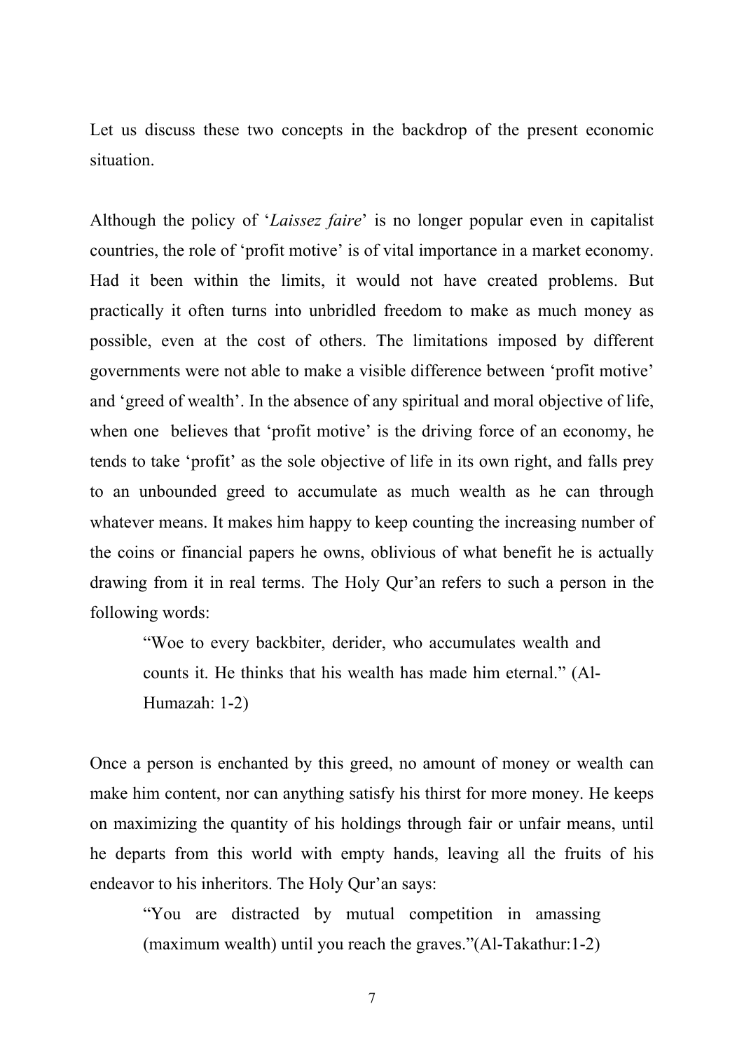Let us discuss these two concepts in the backdrop of the present economic situation.

Although the policy of '*Laissez faire*' is no longer popular even in capitalist countries, the role of 'profit motive' is of vital importance in a market economy. Had it been within the limits, it would not have created problems. But practically it often turns into unbridled freedom to make as much money as possible, even at the cost of others. The limitations imposed by different governments were not able to make a visible difference between 'profit motive' and 'greed of wealth'. In the absence of any spiritual and moral objective of life, when one believes that 'profit motive' is the driving force of an economy, he tends to take 'profit' as the sole objective of life in its own right, and falls prey to an unbounded greed to accumulate as much wealth as he can through whatever means. It makes him happy to keep counting the increasing number of the coins or financial papers he owns, oblivious of what benefit he is actually drawing from it in real terms. The Holy Qur'an refers to such a person in the following words:

> "Woe to every backbiter, derider, who accumulates wealth and counts it. He thinks that his wealth has made him eternal." (Al-Humazah: 1-2)

Once a person is enchanted by this greed, no amount of money or wealth can make him content, nor can anything satisfy his thirst for more money. He keeps on maximizing the quantity of his holdings through fair or unfair means, until he departs from this world with empty hands, leaving all the fruits of his endeavor to his inheritors. The Holy Qur'an says:

> "You are distracted by mutual competition in amassing (maximum wealth) until you reach the graves."(Al-Takathur:1-2)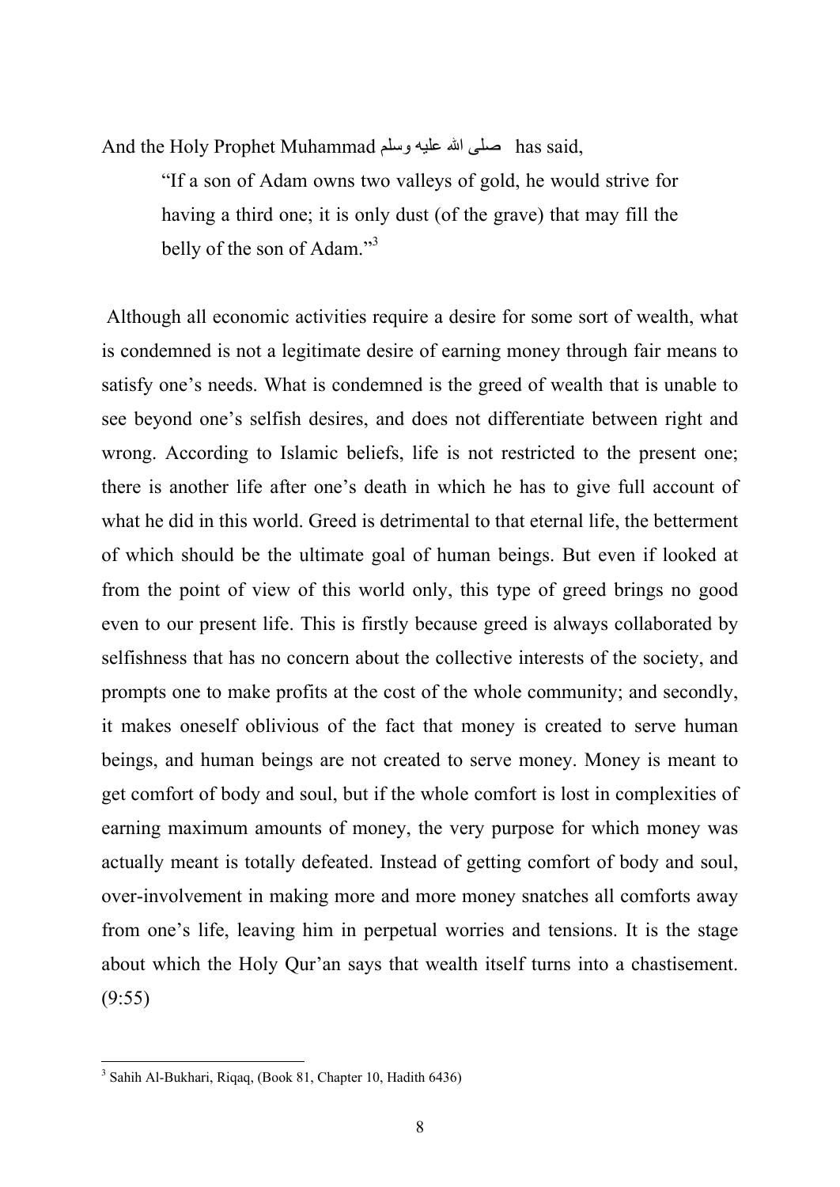And the Holy Prophet Muhammad صلى الله عليه وسلم has said,

> "If a son of Adam owns two valleys of gold, he would strive for having a third one; it is only dust (of the grave) that may fill the belly of the son of Adam."[3]

Although all economic activities require a desire for some sort of wealth, what is condemned is not a legitimate desire of earning money through fair means to satisfy one's needs. What is condemned is the greed of wealth that is unable to see beyond one's selfish desires, and does not differentiate between right and wrong. According to Islamic beliefs, life is not restricted to the present one; there is another life after one's death in which he has to give full account of what he did in this world. Greed is detrimental to that eternal life, the betterment of which should be the ultimate goal of human beings. But even if looked at from the point of view of this world only, this type of greed brings no good even to our present life. This is firstly because greed is always collaborated by selfishness that has no concern about the collective interests of the society, and prompts one to make profits at the cost of the whole community; and secondly, it makes oneself oblivious of the fact that money is created to serve human beings, and human beings are not created to serve money. Money is meant to get comfort of body and soul, but if the whole comfort is lost in complexities of earning maximum amounts of money, the very purpose for which money was actually meant is totally defeated. Instead of getting comfort of body and soul, over-involvement in making more and more money snatches all comforts away from one's life, leaving him in perpetual worries and tensions. It is the stage about which the Holy Qur'an says that wealth itself turns into a chastisement. (9:55)

---

[3] Sahih Al-Bukhari, Riqaq, (Book 81, Chapter 10, Hadith 6436)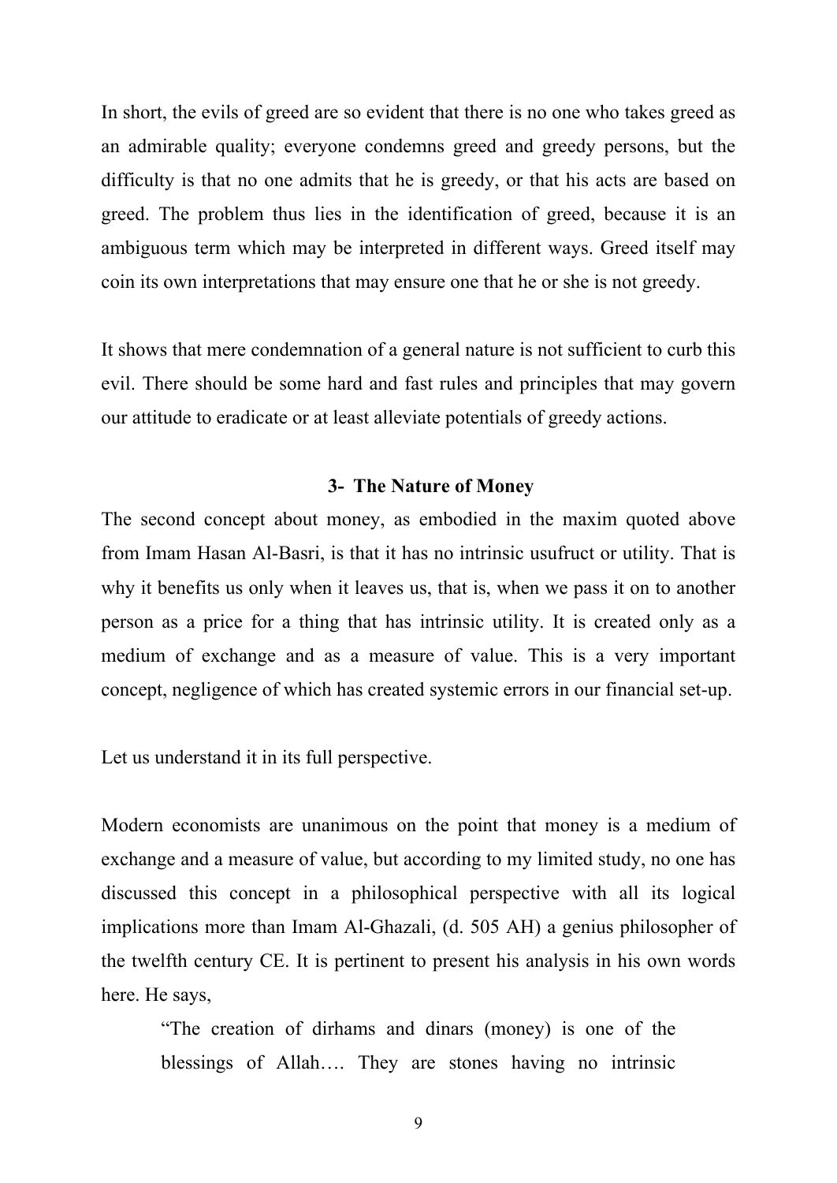In short, the evils of greed are so evident that there is no one who takes greed as an admirable quality; everyone condemns greed and greedy persons, but the difficulty is that no one admits that he is greedy, or that his acts are based on greed. The problem thus lies in the identification of greed, because it is an ambiguous term which may be interpreted in different ways. Greed itself may coin its own interpretations that may ensure one that he or she is not greedy.

It shows that mere condemnation of a general nature is not sufficient to curb this evil. There should be some hard and fast rules and principles that may govern our attitude to eradicate or at least alleviate potentials of greedy actions.

### 3- The Nature of Money

The second concept about money, as embodied in the maxim quoted above from Imam Hasan Al-Basri, is that it has no intrinsic usufruct or utility. That is why it benefits us only when it leaves us, that is, when we pass it on to another person as a price for a thing that has intrinsic utility. It is created only as a medium of exchange and as a measure of value. This is a very important concept, negligence of which has created systemic errors in our financial set-up.

Let us understand it in its full perspective.

Modern economists are unanimous on the point that money is a medium of exchange and a measure of value, but according to my limited study, no one has discussed this concept in a philosophical perspective with all its logical implications more than Imam Al-Ghazali, (d. 505 AH) a genius philosopher of the twelfth century CE. It is pertinent to present his analysis in his own words here. He says,

> "The creation of dirhams and dinars (money) is one of the blessings of Allah…. They are stones having no intrinsic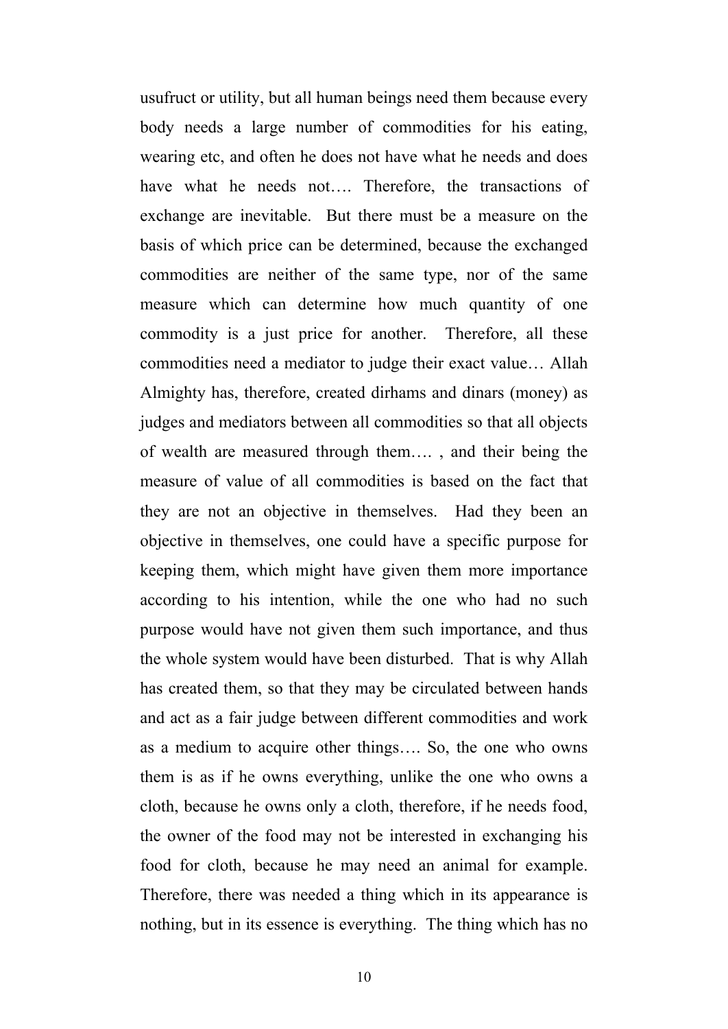usufruct or utility, but all human beings need them because every body needs a large number of commodities for his eating, wearing etc, and often he does not have what he needs and does have what he needs not…. Therefore, the transactions of exchange are inevitable. But there must be a measure on the basis of which price can be determined, because the exchanged commodities are neither of the same type, nor of the same measure which can determine how much quantity of one commodity is a just price for another. Therefore, all these commodities need a mediator to judge their exact value… Allah Almighty has, therefore, created dirhams and dinars (money) as judges and mediators between all commodities so that all objects of wealth are measured through them…. , and their being the measure of value of all commodities is based on the fact that they are not an objective in themselves. Had they been an objective in themselves, one could have a specific purpose for keeping them, which might have given them more importance according to his intention, while the one who had no such purpose would have not given them such importance, and thus the whole system would have been disturbed. That is why Allah has created them, so that they may be circulated between hands and act as a fair judge between different commodities and work as a medium to acquire other things…. So, the one who owns them is as if he owns everything, unlike the one who owns a cloth, because he owns only a cloth, therefore, if he needs food, the owner of the food may not be interested in exchanging his food for cloth, because he may need an animal for example. Therefore, there was needed a thing which in its appearance is nothing, but in its essence is everything. The thing which has no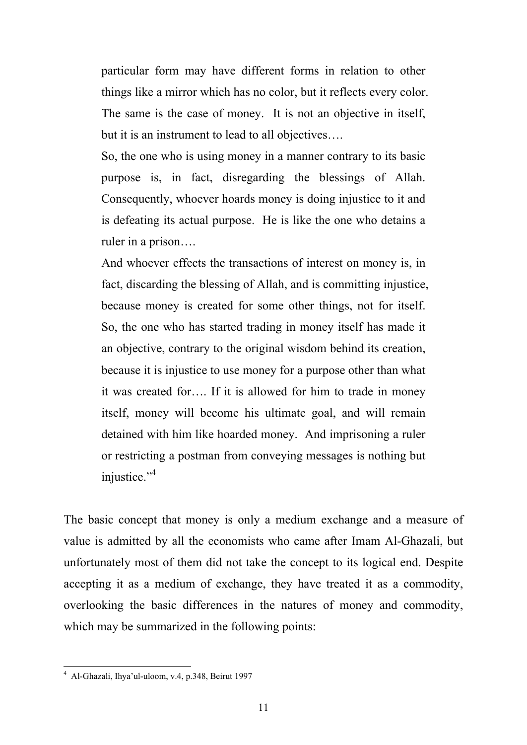> particular form may have different forms in relation to other things like a mirror which has no color, but it reflects every color. The same is the case of money. It is not an objective in itself, but it is an instrument to lead to all objectives….
>
> So, the one who is using money in a manner contrary to its basic purpose is, in fact, disregarding the blessings of Allah. Consequently, whoever hoards money is doing injustice to it and is defeating its actual purpose. He is like the one who detains a ruler in a prison….
>
> And whoever effects the transactions of interest on money is, in fact, discarding the blessing of Allah, and is committing injustice, because money is created for some other things, not for itself. So, the one who has started trading in money itself has made it an objective, contrary to the original wisdom behind its creation, because it is injustice to use money for a purpose other than what it was created for…. If it is allowed for him to trade in money itself, money will become his ultimate goal, and will remain detained with him like hoarded money. And imprisoning a ruler or restricting a postman from conveying messages is nothing but injustice."[4]

The basic concept that money is only a medium exchange and a measure of value is admitted by all the economists who came after Imam Al-Ghazali, but unfortunately most of them did not take the concept to its logical end. Despite accepting it as a medium of exchange, they have treated it as a commodity, overlooking the basic differences in the natures of money and commodity, which may be summarized in the following points:

---

[4] Al-Ghazali, Ihya'ul-uloom, v.4, p.348, Beirut 1997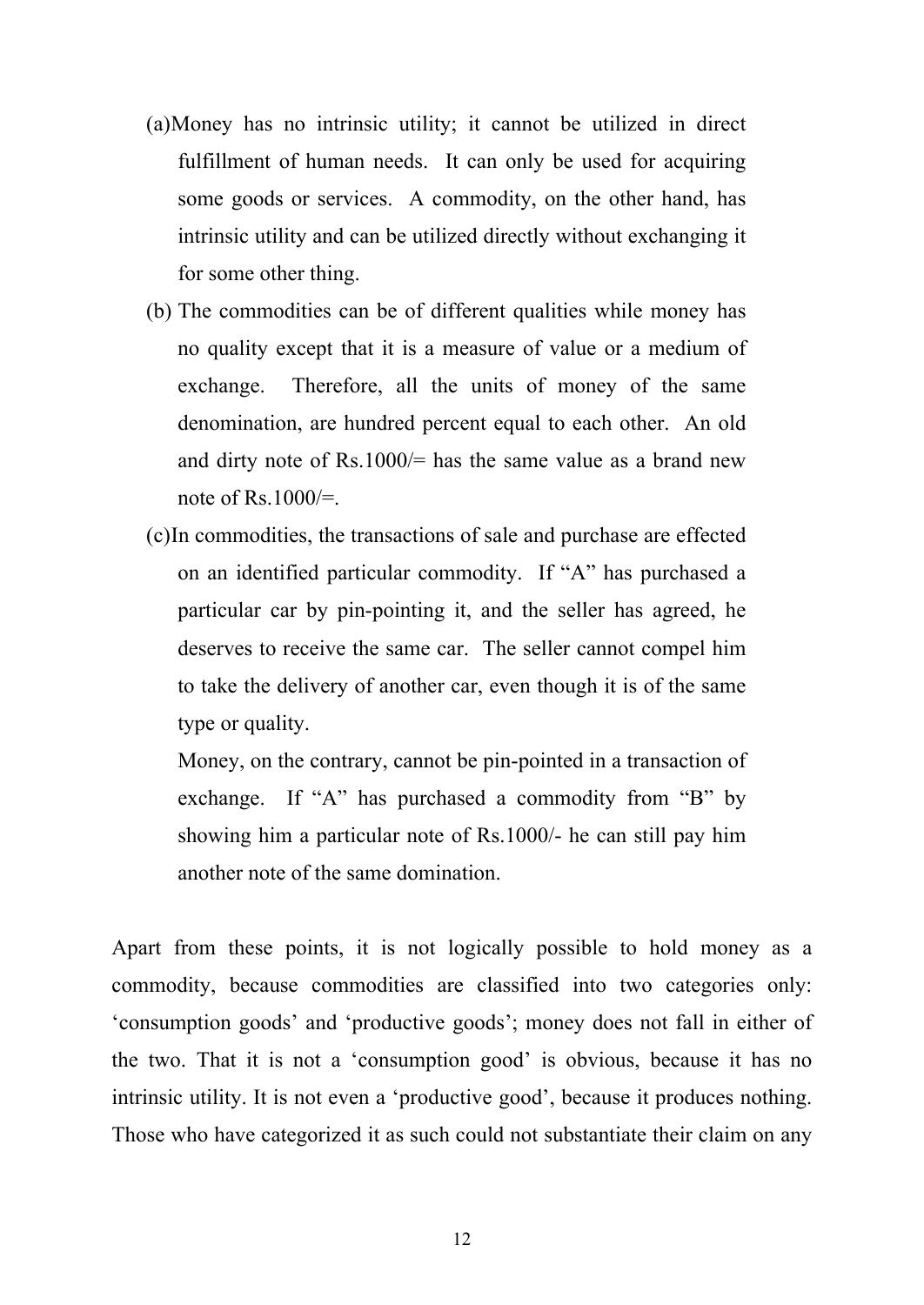(a)Money has no intrinsic utility; it cannot be utilized in direct fulfillment of human needs. It can only be used for acquiring some goods or services. A commodity, on the other hand, has intrinsic utility and can be utilized directly without exchanging it for some other thing.

(b) The commodities can be of different qualities while money has no quality except that it is a measure of value or a medium of exchange. Therefore, all the units of money of the same denomination, are hundred percent equal to each other. An old and dirty note of Rs.1000/= has the same value as a brand new note of Rs.1000/=.

(c)In commodities, the transactions of sale and purchase are effected on an identified particular commodity. If "A" has purchased a particular car by pin-pointing it, and the seller has agreed, he deserves to receive the same car. The seller cannot compel him to take the delivery of another car, even though it is of the same type or quality.

Money, on the contrary, cannot be pin-pointed in a transaction of exchange. If "A" has purchased a commodity from "B" by showing him a particular note of Rs.1000/- he can still pay him another note of the same domination.

Apart from these points, it is not logically possible to hold money as a commodity, because commodities are classified into two categories only: 'consumption goods' and 'productive goods'; money does not fall in either of the two. That it is not a 'consumption good' is obvious, because it has no intrinsic utility. It is not even a 'productive good', because it produces nothing. Those who have categorized it as such could not substantiate their claim on any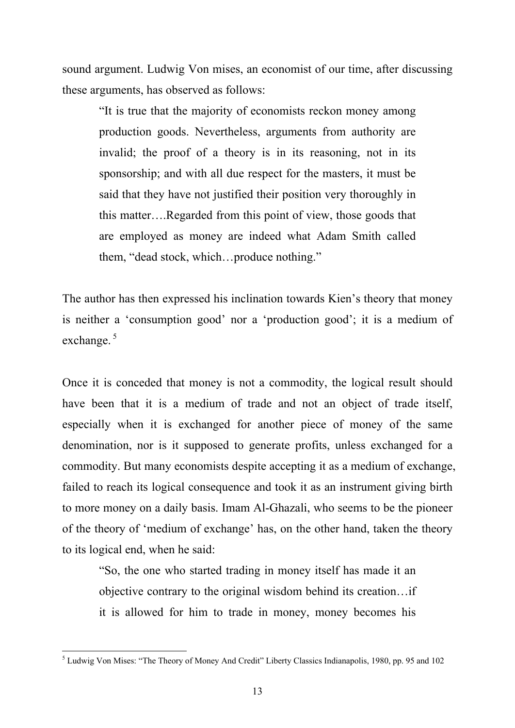sound argument. Ludwig Von mises, an economist of our time, after discussing these arguments, has observed as follows:

> "It is true that the majority of economists reckon money among production goods. Nevertheless, arguments from authority are invalid; the proof of a theory is in its reasoning, not in its sponsorship; and with all due respect for the masters, it must be said that they have not justified their position very thoroughly in this matter….Regarded from this point of view, those goods that are employed as money are indeed what Adam Smith called them, "dead stock, which…produce nothing."

The author has then expressed his inclination towards Kien's theory that money is neither a 'consumption good' nor a 'production good'; it is a medium of exchange. [5]

Once it is conceded that money is not a commodity, the logical result should have been that it is a medium of trade and not an object of trade itself, especially when it is exchanged for another piece of money of the same denomination, nor is it supposed to generate profits, unless exchanged for a commodity. But many economists despite accepting it as a medium of exchange, failed to reach its logical consequence and took it as an instrument giving birth to more money on a daily basis. Imam Al-Ghazali, who seems to be the pioneer of the theory of 'medium of exchange' has, on the other hand, taken the theory to its logical end, when he said:

> "So, the one who started trading in money itself has made it an objective contrary to the original wisdom behind its creation…if it is allowed for him to trade in money, money becomes his

---

[5] Ludwig Von Mises: "The Theory of Money And Credit" Liberty Classics Indianapolis, 1980, pp. 95 and 102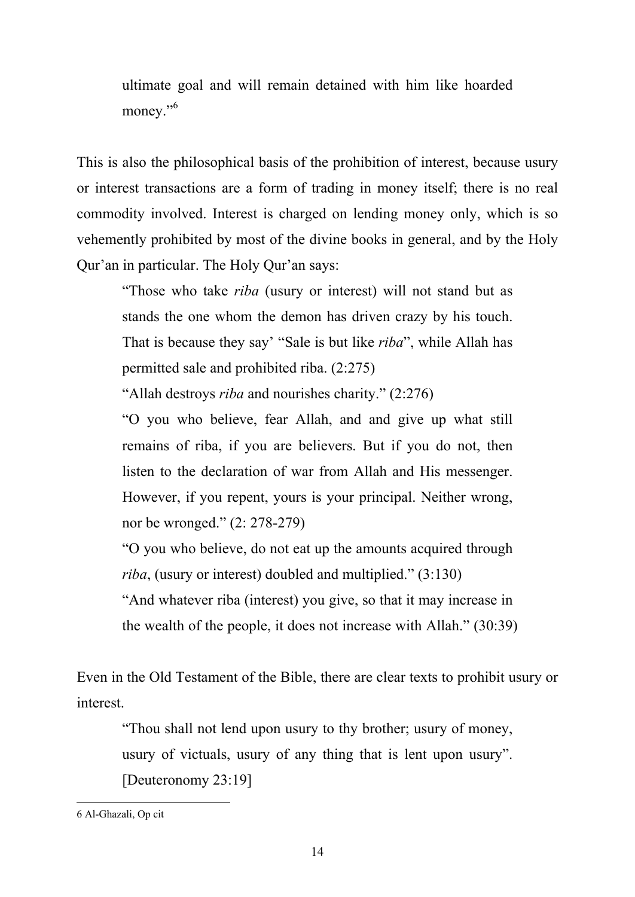> ultimate goal and will remain detained with him like hoarded money."[6]

This is also the philosophical basis of the prohibition of interest, because usury or interest transactions are a form of trading in money itself; there is no real commodity involved. Interest is charged on lending money only, which is so vehemently prohibited by most of the divine books in general, and by the Holy Qur'an in particular. The Holy Qur'an says:

> "Those who take *riba* (usury or interest) will not stand but as stands the one whom the demon has driven crazy by his touch. That is because they say' "Sale is but like *riba*", while Allah has permitted sale and prohibited riba. (2:275)
>
> "Allah destroys *riba* and nourishes charity." (2:276)
>
> "O you who believe, fear Allah, and and give up what still remains of riba, if you are believers. But if you do not, then listen to the declaration of war from Allah and His messenger. However, if you repent, yours is your principal. Neither wrong, nor be wronged." (2: 278-279)
>
> "O you who believe, do not eat up the amounts acquired through *riba*, (usury or interest) doubled and multiplied." (3:130)
>
> "And whatever riba (interest) you give, so that it may increase in the wealth of the people, it does not increase with Allah." (30:39)

Even in the Old Testament of the Bible, there are clear texts to prohibit usury or interest.

> "Thou shall not lend upon usury to thy brother; usury of money, usury of victuals, usury of any thing that is lent upon usury". [Deuteronomy 23:19]

---

6 Al-Ghazali, Op cit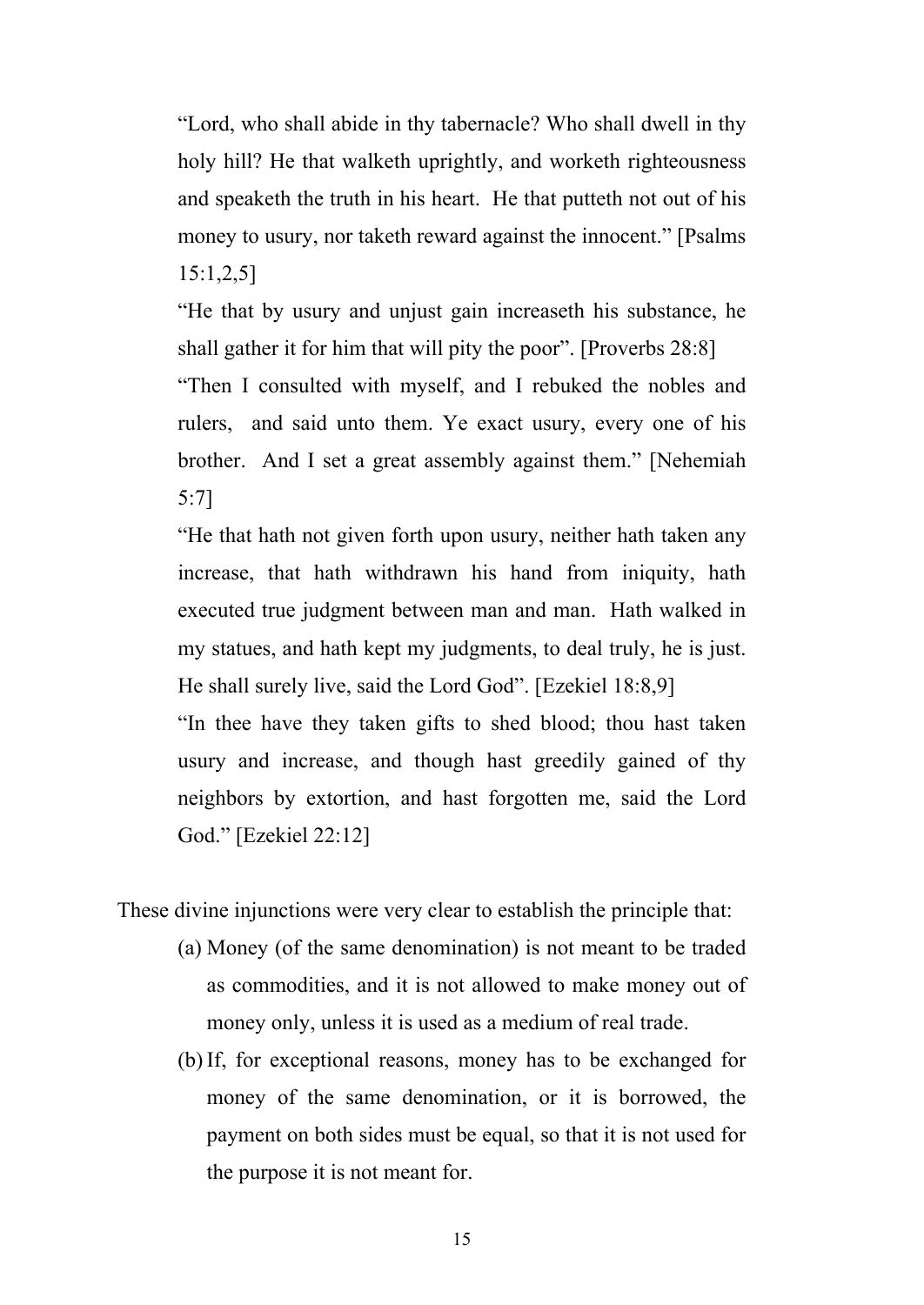> "Lord, who shall abide in thy tabernacle? Who shall dwell in thy holy hill? He that walketh uprightly, and worketh righteousness and speaketh the truth in his heart. He that putteth not out of his money to usury, nor taketh reward against the innocent." [Psalms 15:1,2,5]
>
> "He that by usury and unjust gain increaseth his substance, he shall gather it for him that will pity the poor". [Proverbs 28:8]
>
> "Then I consulted with myself, and I rebuked the nobles and rulers, and said unto them. Ye exact usury, every one of his brother. And I set a great assembly against them." [Nehemiah 5:7]
>
> "He that hath not given forth upon usury, neither hath taken any increase, that hath withdrawn his hand from iniquity, hath executed true judgment between man and man. Hath walked in my statues, and hath kept my judgments, to deal truly, he is just. He shall surely live, said the Lord God". [Ezekiel 18:8,9]
>
> "In thee have they taken gifts to shed blood; thou hast taken usury and increase, and though hast greedily gained of thy neighbors by extortion, and hast forgotten me, said the Lord God." [Ezekiel 22:12]

These divine injunctions were very clear to establish the principle that:

(a) Money (of the same denomination) is not meant to be traded as commodities, and it is not allowed to make money out of money only, unless it is used as a medium of real trade.

(b) If, for exceptional reasons, money has to be exchanged for money of the same denomination, or it is borrowed, the payment on both sides must be equal, so that it is not used for the purpose it is not meant for.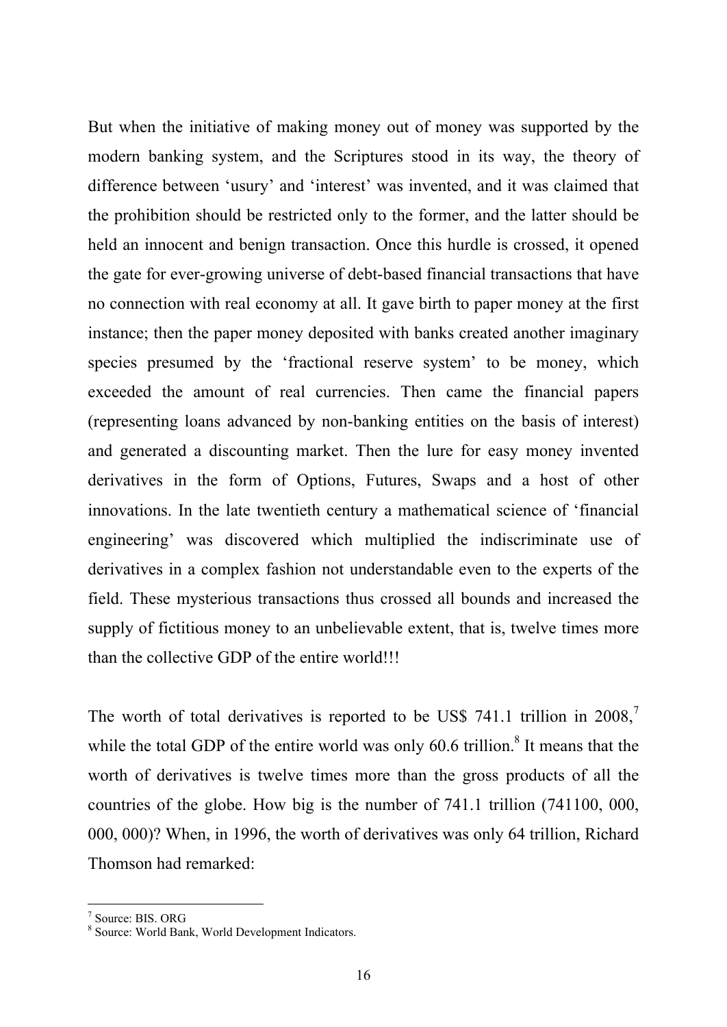But when the initiative of making money out of money was supported by the modern banking system, and the Scriptures stood in its way, the theory of difference between 'usury' and 'interest' was invented, and it was claimed that the prohibition should be restricted only to the former, and the latter should be held an innocent and benign transaction. Once this hurdle is crossed, it opened the gate for ever-growing universe of debt-based financial transactions that have no connection with real economy at all. It gave birth to paper money at the first instance; then the paper money deposited with banks created another imaginary species presumed by the 'fractional reserve system' to be money, which exceeded the amount of real currencies. Then came the financial papers (representing loans advanced by non-banking entities on the basis of interest) and generated a discounting market. Then the lure for easy money invented derivatives in the form of Options, Futures, Swaps and a host of other innovations. In the late twentieth century a mathematical science of 'financial engineering' was discovered which multiplied the indiscriminate use of derivatives in a complex fashion not understandable even to the experts of the field. These mysterious transactions thus crossed all bounds and increased the supply of fictitious money to an unbelievable extent, that is, twelve times more than the collective GDP of the entire world!!!

The worth of total derivatives is reported to be US$ 741.1 trillion in 2008,[7] while the total GDP of the entire world was only 60.6 trillion.[8] It means that the worth of derivatives is twelve times more than the gross products of all the countries of the globe. How big is the number of 741.1 trillion (741100, 000, 000, 000)? When, in 1996, the worth of derivatives was only 64 trillion, Richard Thomson had remarked:

---

[7] Source: BIS. ORG

[8] Source: World Bank, World Development Indicators.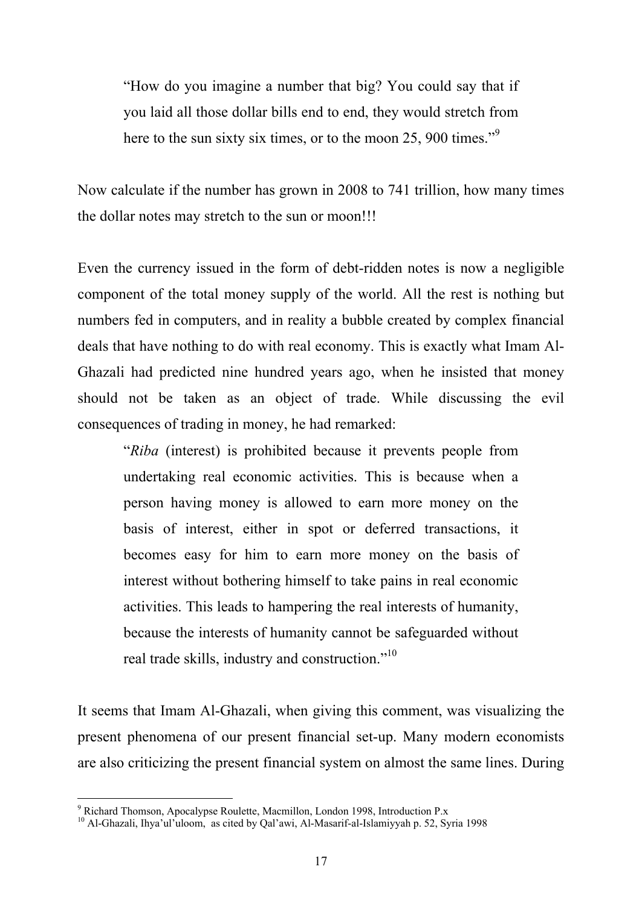> "How do you imagine a number that big? You could say that if you laid all those dollar bills end to end, they would stretch from here to the sun sixty six times, or to the moon 25, 900 times."[9]

Now calculate if the number has grown in 2008 to 741 trillion, how many times the dollar notes may stretch to the sun or moon!!!

Even the currency issued in the form of debt-ridden notes is now a negligible component of the total money supply of the world. All the rest is nothing but numbers fed in computers, and in reality a bubble created by complex financial deals that have nothing to do with real economy. This is exactly what Imam Al-Ghazali had predicted nine hundred years ago, when he insisted that money should not be taken as an object of trade. While discussing the evil consequences of trading in money, he had remarked:

> "*Riba* (interest) is prohibited because it prevents people from undertaking real economic activities. This is because when a person having money is allowed to earn more money on the basis of interest, either in spot or deferred transactions, it becomes easy for him to earn more money on the basis of interest without bothering himself to take pains in real economic activities. This leads to hampering the real interests of humanity, because the interests of humanity cannot be safeguarded without real trade skills, industry and construction."[10]

It seems that Imam Al-Ghazali, when giving this comment, was visualizing the present phenomena of our present financial set-up. Many modern economists are also criticizing the present financial system on almost the same lines. During

---

[9] Richard Thomson, Apocalypse Roulette, Macmillon, London 1998, Introduction P.x

[10] Al-Ghazali, Ihya'ul'uloom, as cited by Qal'awi, Al-Masarif-al-Islamiyyah p. 52, Syria 1998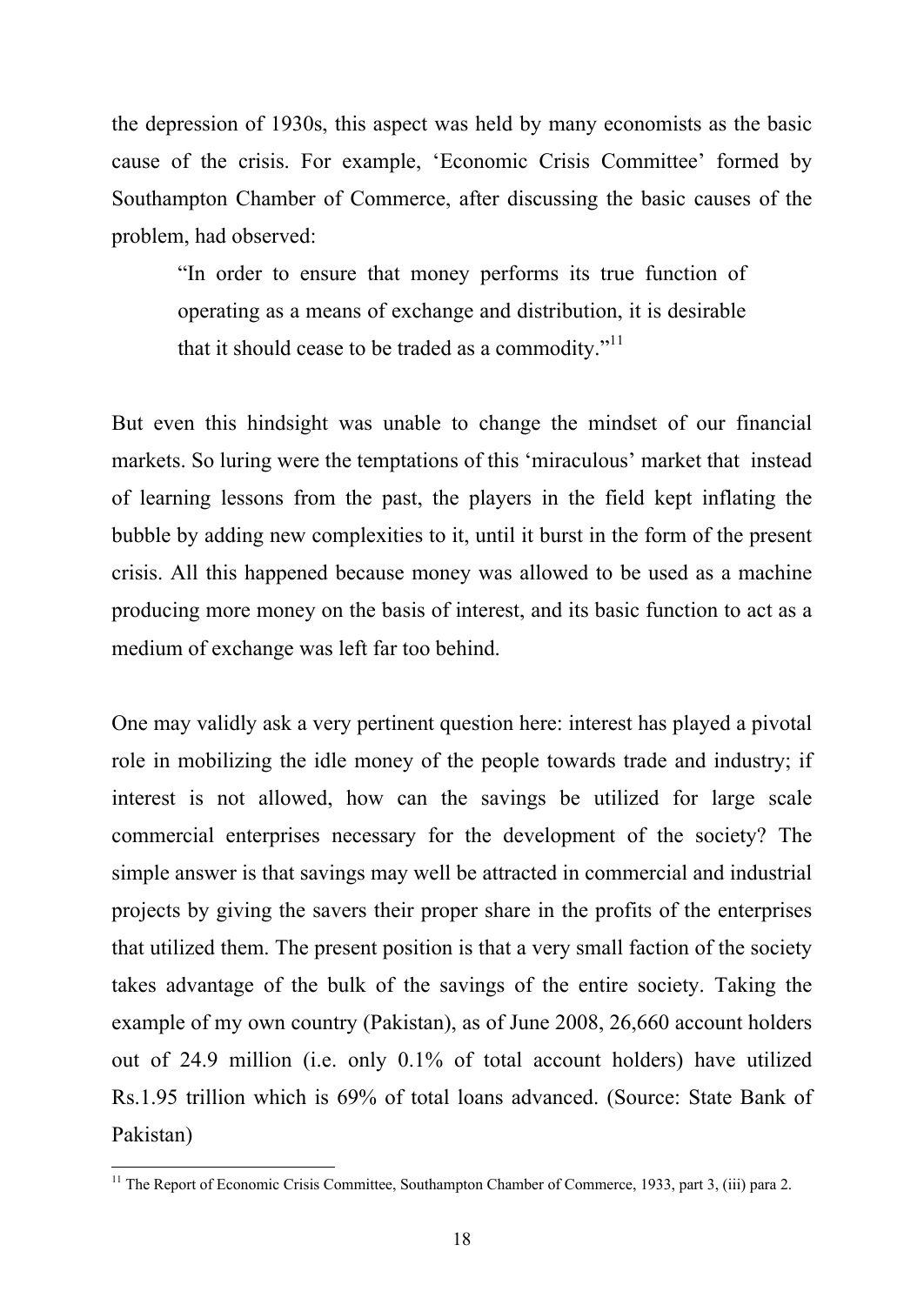the depression of 1930s, this aspect was held by many economists as the basic cause of the crisis. For example, 'Economic Crisis Committee' formed by Southampton Chamber of Commerce, after discussing the basic causes of the problem, had observed:

> "In order to ensure that money performs its true function of operating as a means of exchange and distribution, it is desirable that it should cease to be traded as a commodity."[11]

But even this hindsight was unable to change the mindset of our financial markets. So luring were the temptations of this 'miraculous' market that instead of learning lessons from the past, the players in the field kept inflating the bubble by adding new complexities to it, until it burst in the form of the present crisis. All this happened because money was allowed to be used as a machine producing more money on the basis of interest, and its basic function to act as a medium of exchange was left far too behind.

One may validly ask a very pertinent question here: interest has played a pivotal role in mobilizing the idle money of the people towards trade and industry; if interest is not allowed, how can the savings be utilized for large scale commercial enterprises necessary for the development of the society? The simple answer is that savings may well be attracted in commercial and industrial projects by giving the savers their proper share in the profits of the enterprises that utilized them. The present position is that a very small faction of the society takes advantage of the bulk of the savings of the entire society. Taking the example of my own country (Pakistan), as of June 2008, 26,660 account holders out of 24.9 million (i.e. only 0.1% of total account holders) have utilized Rs.1.95 trillion which is 69% of total loans advanced. (Source: State Bank of Pakistan)

[11] The Report of Economic Crisis Committee, Southampton Chamber of Commerce, 1933, part 3, (iii) para 2.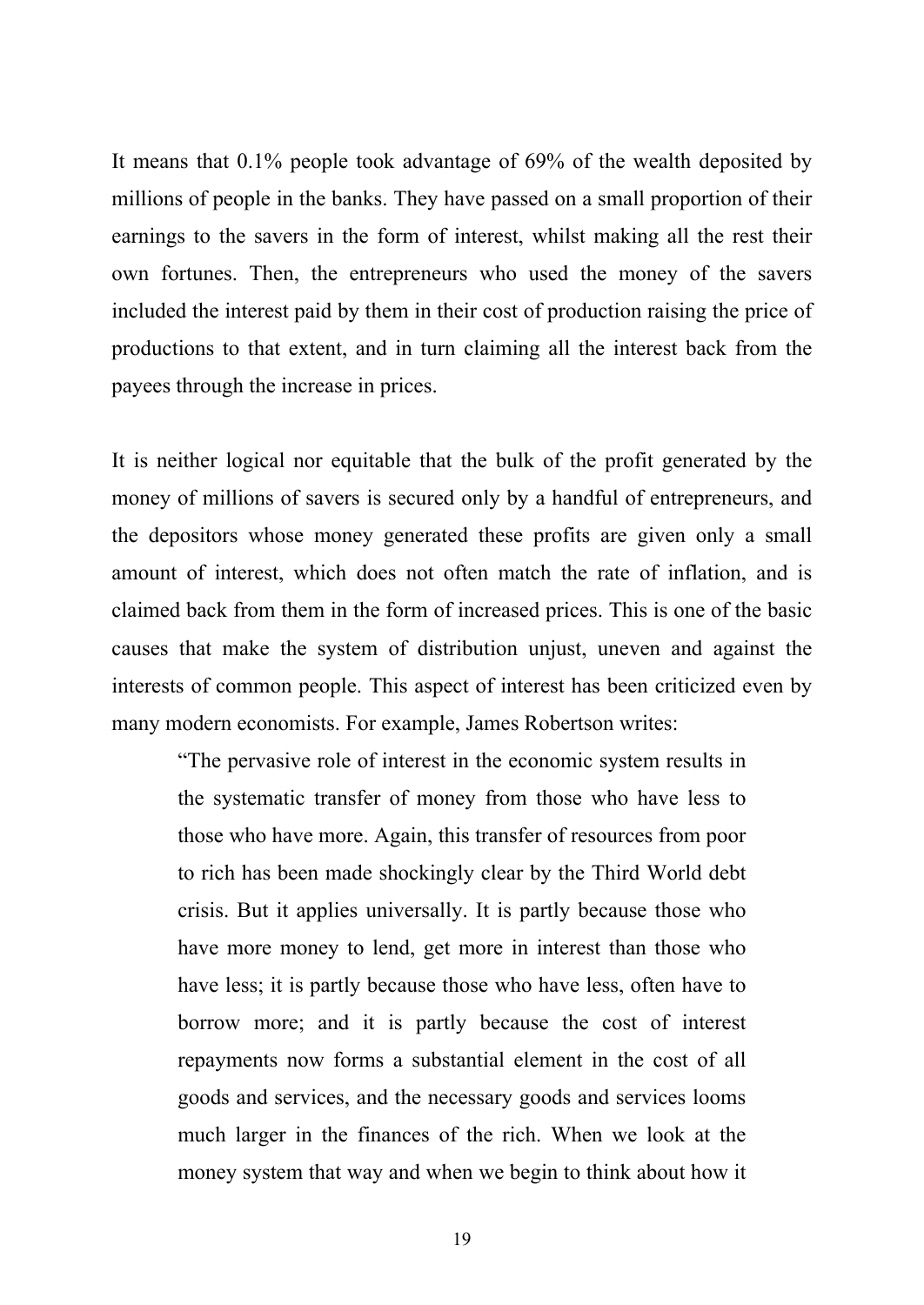It means that 0.1% people took advantage of 69% of the wealth deposited by millions of people in the banks. They have passed on a small proportion of their earnings to the savers in the form of interest, whilst making all the rest their own fortunes. Then, the entrepreneurs who used the money of the savers included the interest paid by them in their cost of production raising the price of productions to that extent, and in turn claiming all the interest back from the payees through the increase in prices.

It is neither logical nor equitable that the bulk of the profit generated by the money of millions of savers is secured only by a handful of entrepreneurs, and the depositors whose money generated these profits are given only a small amount of interest, which does not often match the rate of inflation, and is claimed back from them in the form of increased prices. This is one of the basic causes that make the system of distribution unjust, uneven and against the interests of common people. This aspect of interest has been criticized even by many modern economists. For example, James Robertson writes:

> "The pervasive role of interest in the economic system results in the systematic transfer of money from those who have less to those who have more. Again, this transfer of resources from poor to rich has been made shockingly clear by the Third World debt crisis. But it applies universally. It is partly because those who have more money to lend, get more in interest than those who have less; it is partly because those who have less, often have to borrow more; and it is partly because the cost of interest repayments now forms a substantial element in the cost of all goods and services, and the necessary goods and services looms much larger in the finances of the rich. When we look at the money system that way and when we begin to think about how it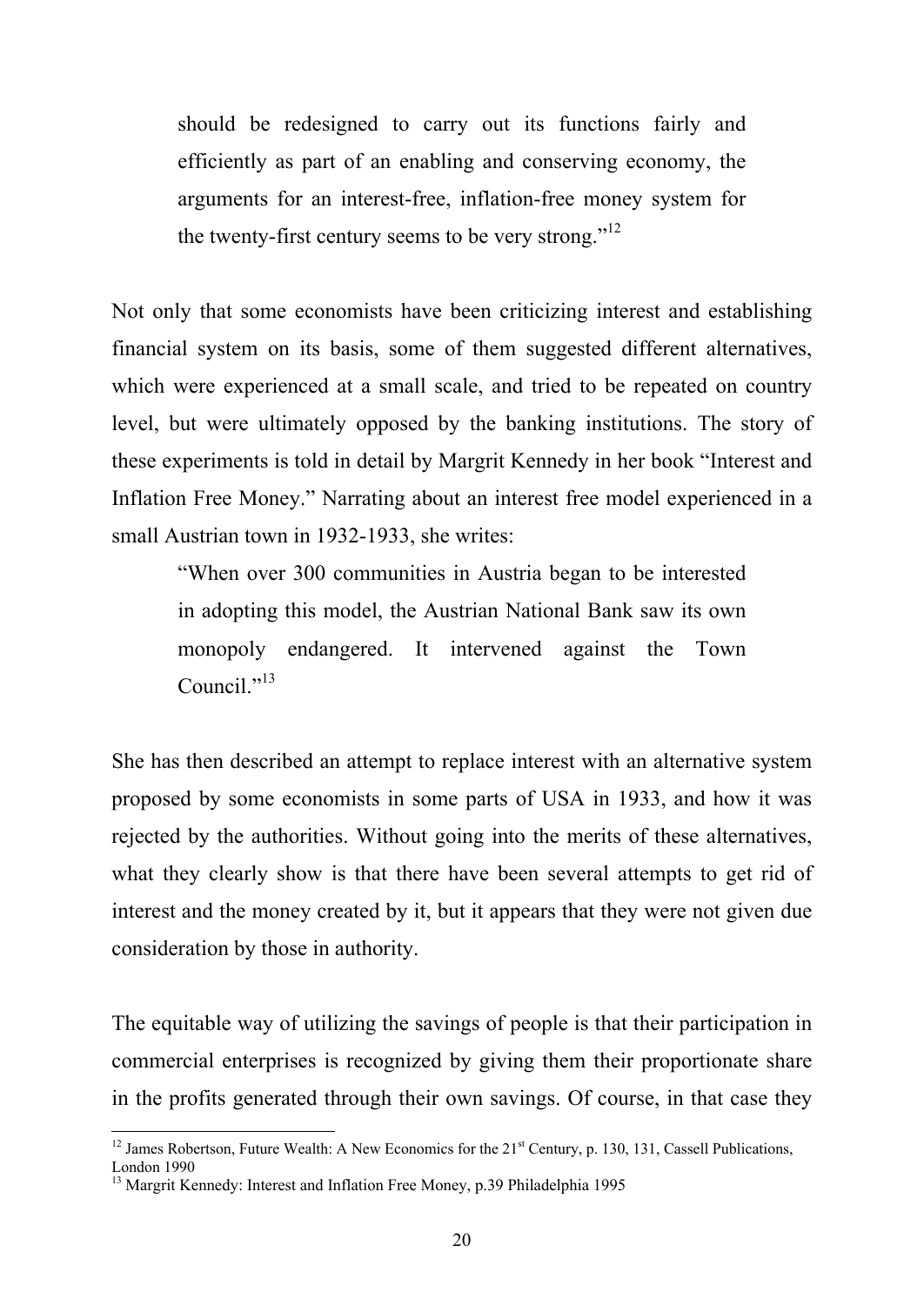> should be redesigned to carry out its functions fairly and efficiently as part of an enabling and conserving economy, the arguments for an interest-free, inflation-free money system for the twenty-first century seems to be very strong."[12]

Not only that some economists have been criticizing interest and establishing financial system on its basis, some of them suggested different alternatives, which were experienced at a small scale, and tried to be repeated on country level, but were ultimately opposed by the banking institutions. The story of these experiments is told in detail by Margrit Kennedy in her book "Interest and Inflation Free Money." Narrating about an interest free model experienced in a small Austrian town in 1932-1933, she writes:

> "When over 300 communities in Austria began to be interested in adopting this model, the Austrian National Bank saw its own monopoly endangered. It intervened against the Town Council."[13]

She has then described an attempt to replace interest with an alternative system proposed by some economists in some parts of USA in 1933, and how it was rejected by the authorities. Without going into the merits of these alternatives, what they clearly show is that there have been several attempts to get rid of interest and the money created by it, but it appears that they were not given due consideration by those in authority.

The equitable way of utilizing the savings of people is that their participation in commercial enterprises is recognized by giving them their proportionate share in the profits generated through their own savings. Of course, in that case they

---

[12] James Robertson, Future Wealth: A New Economics for the 21st Century, p. 130, 131, Cassell Publications, London 1990

[13] Margrit Kennedy: Interest and Inflation Free Money, p.39 Philadelphia 1995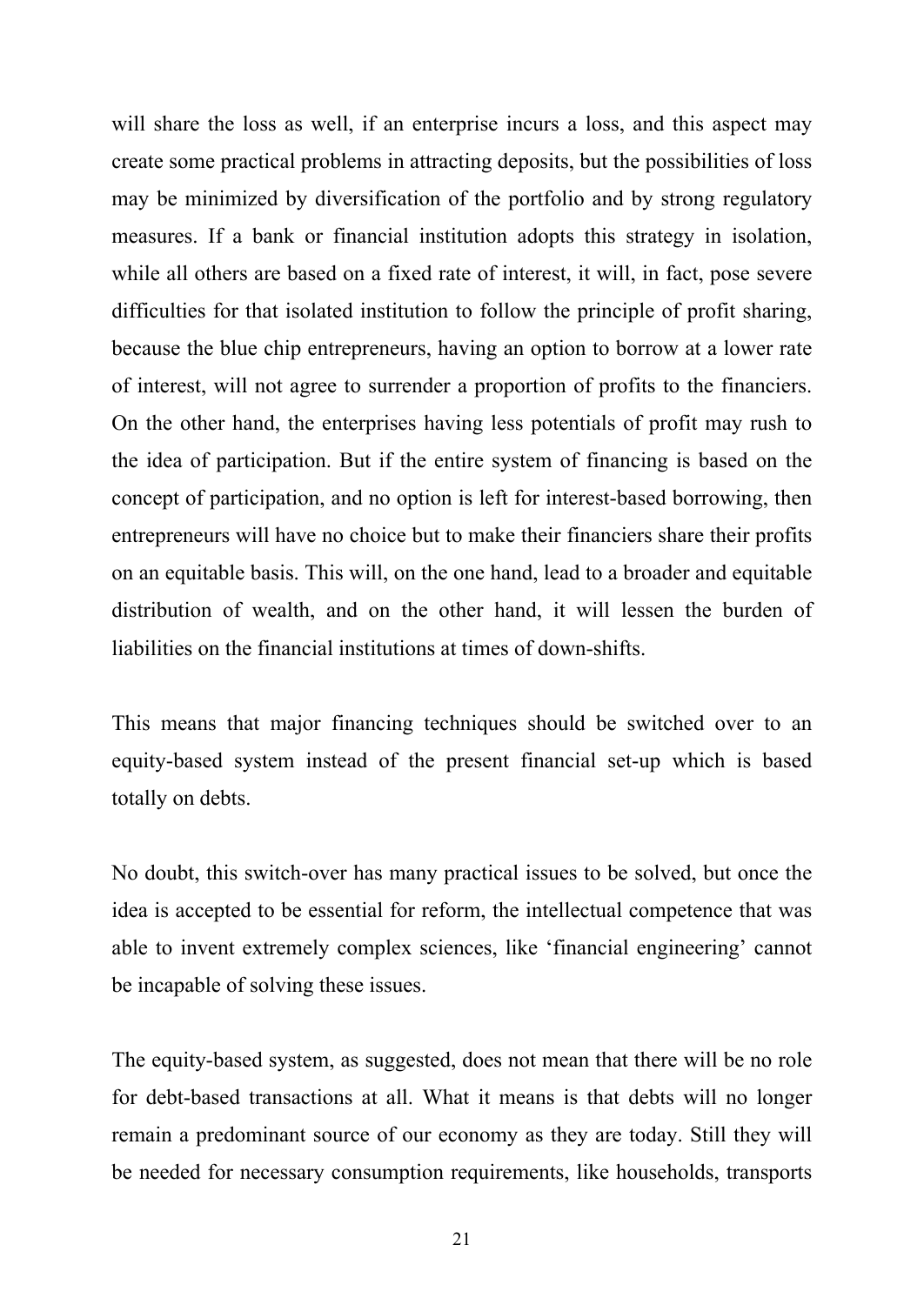will share the loss as well, if an enterprise incurs a loss, and this aspect may create some practical problems in attracting deposits, but the possibilities of loss may be minimized by diversification of the portfolio and by strong regulatory measures. If a bank or financial institution adopts this strategy in isolation, while all others are based on a fixed rate of interest, it will, in fact, pose severe difficulties for that isolated institution to follow the principle of profit sharing, because the blue chip entrepreneurs, having an option to borrow at a lower rate of interest, will not agree to surrender a proportion of profits to the financiers. On the other hand, the enterprises having less potentials of profit may rush to the idea of participation. But if the entire system of financing is based on the concept of participation, and no option is left for interest-based borrowing, then entrepreneurs will have no choice but to make their financiers share their profits on an equitable basis. This will, on the one hand, lead to a broader and equitable distribution of wealth, and on the other hand, it will lessen the burden of liabilities on the financial institutions at times of down-shifts.

This means that major financing techniques should be switched over to an equity-based system instead of the present financial set-up which is based totally on debts.

No doubt, this switch-over has many practical issues to be solved, but once the idea is accepted to be essential for reform, the intellectual competence that was able to invent extremely complex sciences, like 'financial engineering' cannot be incapable of solving these issues.

The equity-based system, as suggested, does not mean that there will be no role for debt-based transactions at all. What it means is that debts will no longer remain a predominant source of our economy as they are today. Still they will be needed for necessary consumption requirements, like households, transports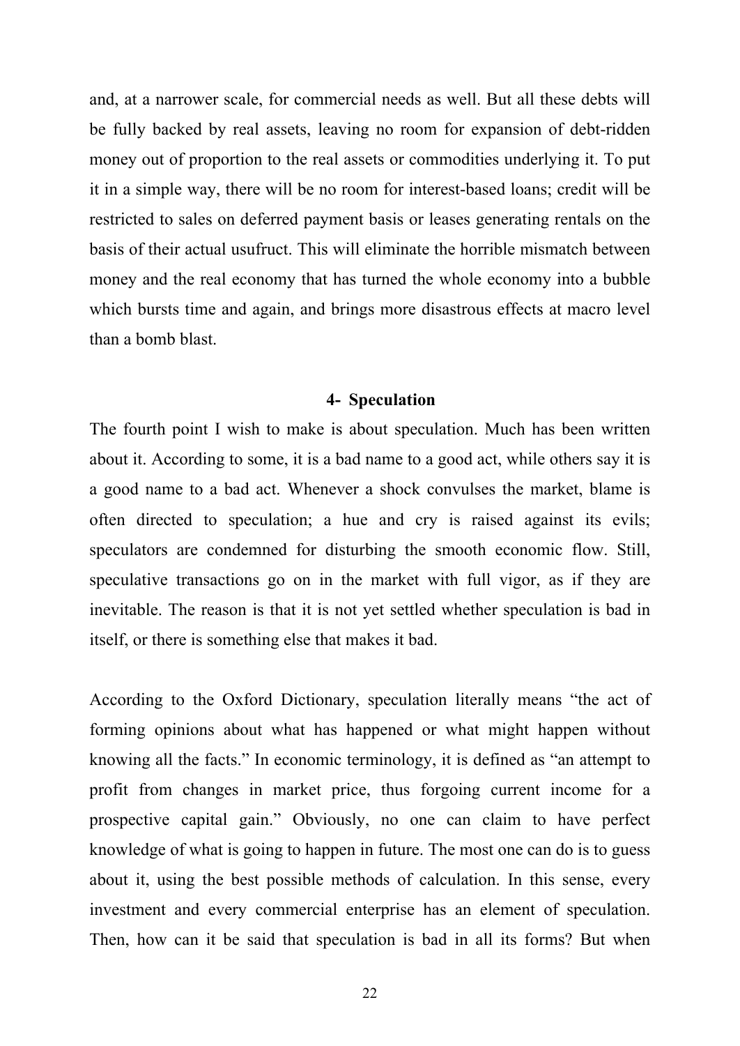and, at a narrower scale, for commercial needs as well. But all these debts will be fully backed by real assets, leaving no room for expansion of debt-ridden money out of proportion to the real assets or commodities underlying it. To put it in a simple way, there will be no room for interest-based loans; credit will be restricted to sales on deferred payment basis or leases generating rentals on the basis of their actual usufruct. This will eliminate the horrible mismatch between money and the real economy that has turned the whole economy into a bubble which bursts time and again, and brings more disastrous effects at macro level than a bomb blast.

### 4- Speculation

The fourth point I wish to make is about speculation. Much has been written about it. According to some, it is a bad name to a good act, while others say it is a good name to a bad act. Whenever a shock convulses the market, blame is often directed to speculation; a hue and cry is raised against its evils; speculators are condemned for disturbing the smooth economic flow. Still, speculative transactions go on in the market with full vigor, as if they are inevitable. The reason is that it is not yet settled whether speculation is bad in itself, or there is something else that makes it bad.

According to the Oxford Dictionary, speculation literally means "the act of forming opinions about what has happened or what might happen without knowing all the facts." In economic terminology, it is defined as "an attempt to profit from changes in market price, thus forgoing current income for a prospective capital gain." Obviously, no one can claim to have perfect knowledge of what is going to happen in future. The most one can do is to guess about it, using the best possible methods of calculation. In this sense, every investment and every commercial enterprise has an element of speculation. Then, how can it be said that speculation is bad in all its forms? But when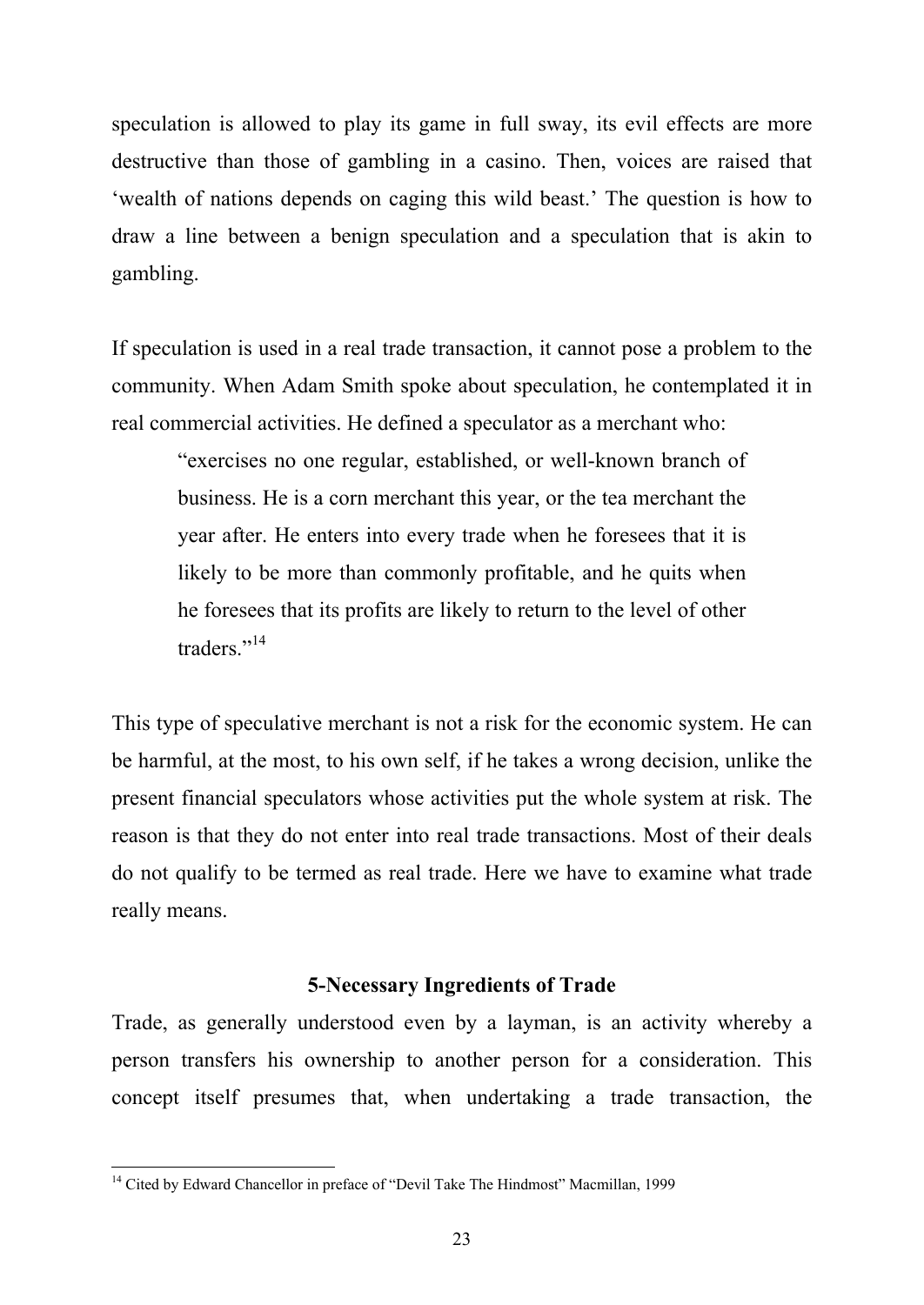speculation is allowed to play its game in full sway, its evil effects are more destructive than those of gambling in a casino. Then, voices are raised that 'wealth of nations depends on caging this wild beast.' The question is how to draw a line between a benign speculation and a speculation that is akin to gambling.

If speculation is used in a real trade transaction, it cannot pose a problem to the community. When Adam Smith spoke about speculation, he contemplated it in real commercial activities. He defined a speculator as a merchant who:

> "exercises no one regular, established, or well-known branch of business. He is a corn merchant this year, or the tea merchant the year after. He enters into every trade when he foresees that it is likely to be more than commonly profitable, and he quits when he foresees that its profits are likely to return to the level of other traders."[14]

This type of speculative merchant is not a risk for the economic system. He can be harmful, at the most, to his own self, if he takes a wrong decision, unlike the present financial speculators whose activities put the whole system at risk. The reason is that they do not enter into real trade transactions. Most of their deals do not qualify to be termed as real trade. Here we have to examine what trade really means.

## 5-Necessary Ingredients of Trade

Trade, as generally understood even by a layman, is an activity whereby a person transfers his ownership to another person for a consideration. This concept itself presumes that, when undertaking a trade transaction, the

---

[14] Cited by Edward Chancellor in preface of "Devil Take The Hindmost" Macmillan, 1999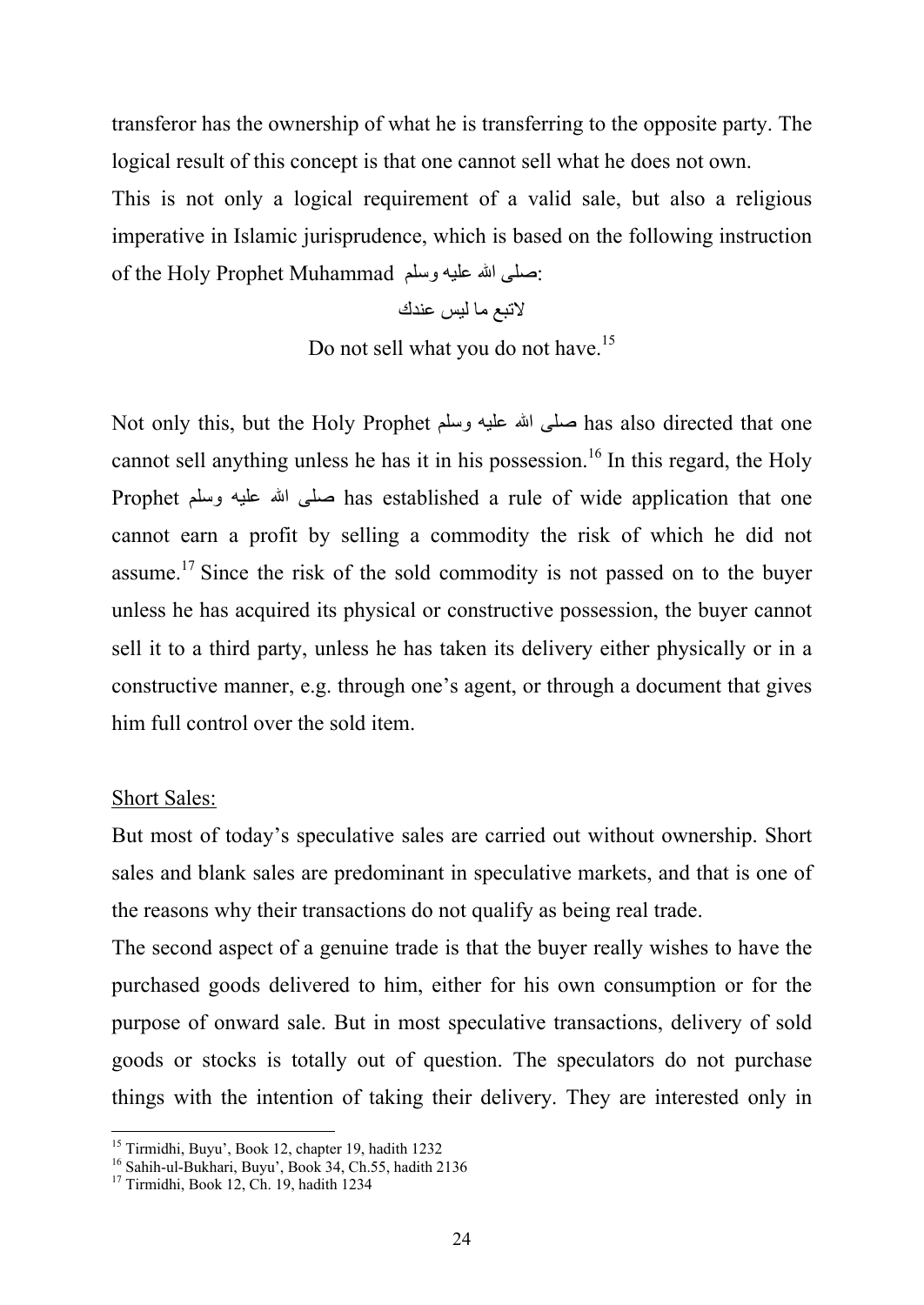transferor has the ownership of what he is transferring to the opposite party. The logical result of this concept is that one cannot sell what he does not own.

This is not only a logical requirement of a valid sale, but also a religious imperative in Islamic jurisprudence, which is based on the following instruction of the Holy Prophet Muhammad صلى الله عليه وسلم:

لاتبع ما ليس عندك

Do not sell what you do not have.[15]

Not only this, but the Holy Prophet صلى الله عليه وسلم has also directed that one cannot sell anything unless he has it in his possession.[16] In this regard, the Holy Prophet صلى الله عليه وسلم has established a rule of wide application that one cannot earn a profit by selling a commodity the risk of which he did not assume.[17] Since the risk of the sold commodity is not passed on to the buyer unless he has acquired its physical or constructive possession, the buyer cannot sell it to a third party, unless he has taken its delivery either physically or in a constructive manner, e.g. through one's agent, or through a document that gives him full control over the sold item.

Short Sales:

But most of today's speculative sales are carried out without ownership. Short sales and blank sales are predominant in speculative markets, and that is one of the reasons why their transactions do not qualify as being real trade.

The second aspect of a genuine trade is that the buyer really wishes to have the purchased goods delivered to him, either for his own consumption or for the purpose of onward sale. But in most speculative transactions, delivery of sold goods or stocks is totally out of question. The speculators do not purchase things with the intention of taking their delivery. They are interested only in

---

[15] Tirmidhi, Buyu', Book 12, chapter 19, hadith 1232

[16] Sahih-ul-Bukhari, Buyu', Book 34, Ch.55, hadith 2136

[17] Tirmidhi, Book 12, Ch. 19, hadith 1234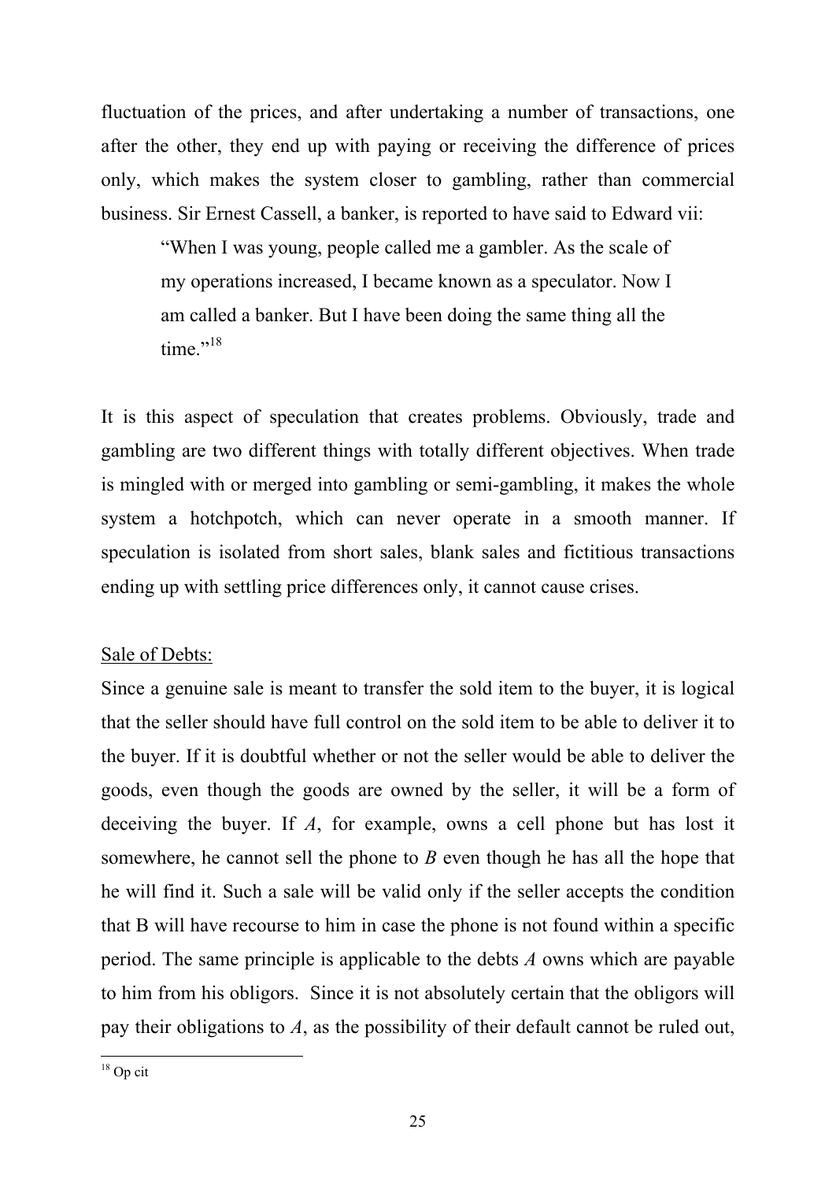fluctuation of the prices, and after undertaking a number of transactions, one after the other, they end up with paying or receiving the difference of prices only, which makes the system closer to gambling, rather than commercial business. Sir Ernest Cassell, a banker, is reported to have said to Edward vii:

> "When I was young, people called me a gambler. As the scale of my operations increased, I became known as a speculator. Now I am called a banker. But I have been doing the same thing all the time."[18]

It is this aspect of speculation that creates problems. Obviously, trade and gambling are two different things with totally different objectives. When trade is mingled with or merged into gambling or semi-gambling, it makes the whole system a hotchpotch, which can never operate in a smooth manner. If speculation is isolated from short sales, blank sales and fictitious transactions ending up with settling price differences only, it cannot cause crises.

<u>Sale of Debts:</u>

Since a genuine sale is meant to transfer the sold item to the buyer, it is logical that the seller should have full control on the sold item to be able to deliver it to the buyer. If it is doubtful whether or not the seller would be able to deliver the goods, even though the goods are owned by the seller, it will be a form of deceiving the buyer. If *A*, for example, owns a cell phone but has lost it somewhere, he cannot sell the phone to *B* even though he has all the hope that he will find it. Such a sale will be valid only if the seller accepts the condition that B will have recourse to him in case the phone is not found within a specific period. The same principle is applicable to the debts *A* owns which are payable to him from his obligors. Since it is not absolutely certain that the obligors will pay their obligations to *A*, as the possibility of their default cannot be ruled out,

---

[18] Op cit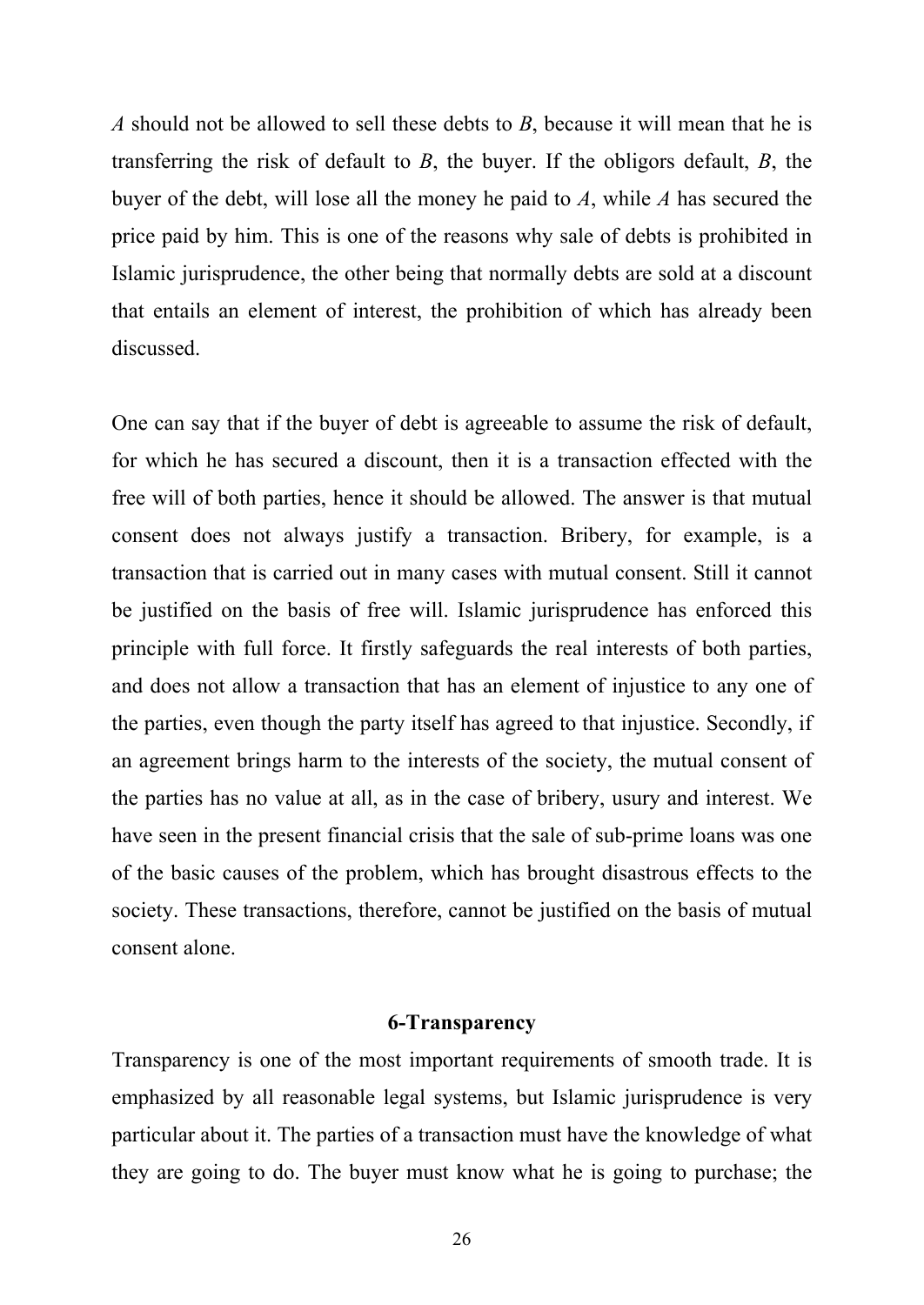*A* should not be allowed to sell these debts to *B*, because it will mean that he is transferring the risk of default to *B*, the buyer. If the obligors default, *B*, the buyer of the debt, will lose all the money he paid to *A*, while *A* has secured the price paid by him. This is one of the reasons why sale of debts is prohibited in Islamic jurisprudence, the other being that normally debts are sold at a discount that entails an element of interest, the prohibition of which has already been discussed.

One can say that if the buyer of debt is agreeable to assume the risk of default, for which he has secured a discount, then it is a transaction effected with the free will of both parties, hence it should be allowed. The answer is that mutual consent does not always justify a transaction. Bribery, for example, is a transaction that is carried out in many cases with mutual consent. Still it cannot be justified on the basis of free will. Islamic jurisprudence has enforced this principle with full force. It firstly safeguards the real interests of both parties, and does not allow a transaction that has an element of injustice to any one of the parties, even though the party itself has agreed to that injustice. Secondly, if an agreement brings harm to the interests of the society, the mutual consent of the parties has no value at all, as in the case of bribery, usury and interest. We have seen in the present financial crisis that the sale of sub-prime loans was one of the basic causes of the problem, which has brought disastrous effects to the society. These transactions, therefore, cannot be justified on the basis of mutual consent alone.

### 6-Transparency

Transparency is one of the most important requirements of smooth trade. It is emphasized by all reasonable legal systems, but Islamic jurisprudence is very particular about it. The parties of a transaction must have the knowledge of what they are going to do. The buyer must know what he is going to purchase; the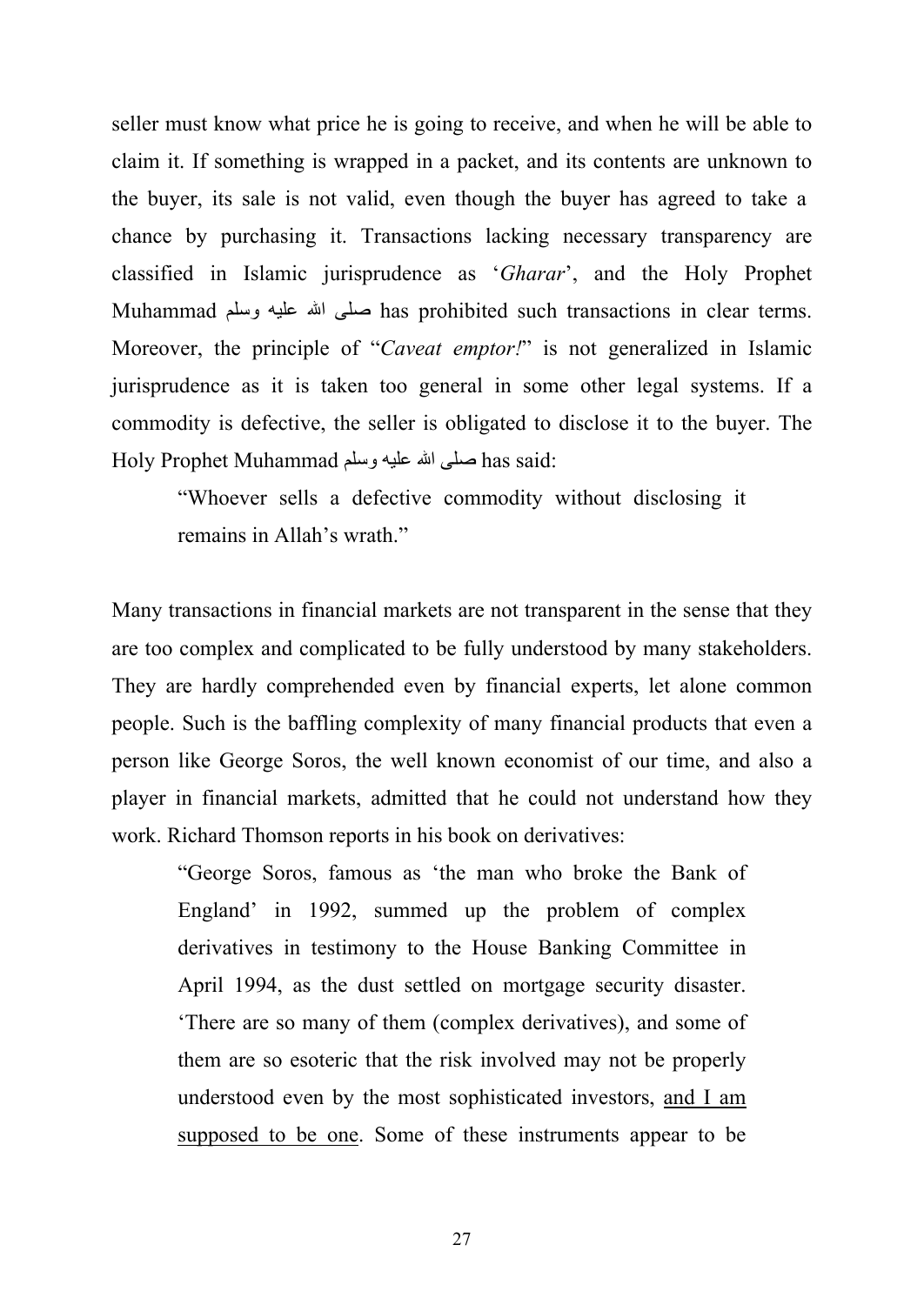seller must know what price he is going to receive, and when he will be able to claim it. If something is wrapped in a packet, and its contents are unknown to the buyer, its sale is not valid, even though the buyer has agreed to take a chance by purchasing it. Transactions lacking necessary transparency are classified in Islamic jurisprudence as '*Gharar*', and the Holy Prophet Muhammad صلى الله عليه وسلم has prohibited such transactions in clear terms. Moreover, the principle of "*Caveat emptor!*" is not generalized in Islamic jurisprudence as it is taken too general in some other legal systems. If a commodity is defective, the seller is obligated to disclose it to the buyer. The Holy Prophet Muhammad صلى الله عليه وسلم has said:

> "Whoever sells a defective commodity without disclosing it remains in Allah's wrath."

Many transactions in financial markets are not transparent in the sense that they are too complex and complicated to be fully understood by many stakeholders. They are hardly comprehended even by financial experts, let alone common people. Such is the baffling complexity of many financial products that even a person like George Soros, the well known economist of our time, and also a player in financial markets, admitted that he could not understand how they work. Richard Thomson reports in his book on derivatives:

> "George Soros, famous as 'the man who broke the Bank of England' in 1992, summed up the problem of complex derivatives in testimony to the House Banking Committee in April 1994, as the dust settled on mortgage security disaster. 'There are so many of them (complex derivatives), and some of them are so esoteric that the risk involved may not be properly understood even by the most sophisticated investors, <u>and I am supposed to be one</u>. Some of these instruments appear to be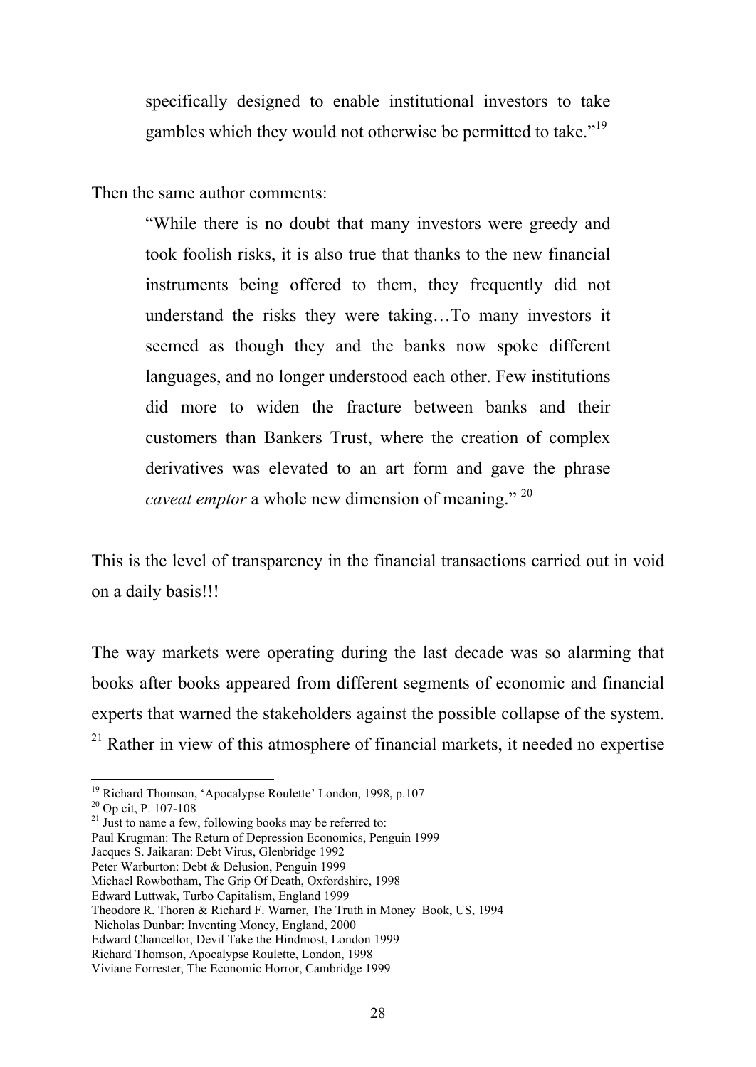> specifically designed to enable institutional investors to take gambles which they would not otherwise be permitted to take."[19]

Then the same author comments:

> "While there is no doubt that many investors were greedy and took foolish risks, it is also true that thanks to the new financial instruments being offered to them, they frequently did not understand the risks they were taking…To many investors it seemed as though they and the banks now spoke different languages, and no longer understood each other. Few institutions did more to widen the fracture between banks and their customers than Bankers Trust, where the creation of complex derivatives was elevated to an art form and gave the phrase *caveat emptor* a whole new dimension of meaning." [20]

This is the level of transparency in the financial transactions carried out in void on a daily basis!!!

The way markets were operating during the last decade was so alarming that books after books appeared from different segments of economic and financial experts that warned the stakeholders against the possible collapse of the system. [21] Rather in view of this atmosphere of financial markets, it needed no expertise

---

[19] Richard Thomson, 'Apocalypse Roulette' London, 1998, p.107

[20] Op cit, P. 107-108

[21] Just to name a few, following books may be referred to:
Paul Krugman: The Return of Depression Economics, Penguin 1999
Jacques S. Jaikaran: Debt Virus, Glenbridge 1992
Peter Warburton: Debt & Delusion, Penguin 1999
Michael Rowbotham, The Grip Of Death, Oxfordshire, 1998
Edward Luttwak, Turbo Capitalism, England 1999
Theodore R. Thoren & Richard F. Warner, The Truth in Money Book, US, 1994
Nicholas Dunbar: Inventing Money, England, 2000
Edward Chancellor, Devil Take the Hindmost, London 1999
Richard Thomson, Apocalypse Roulette, London, 1998
Viviane Forrester, The Economic Horror, Cambridge 1999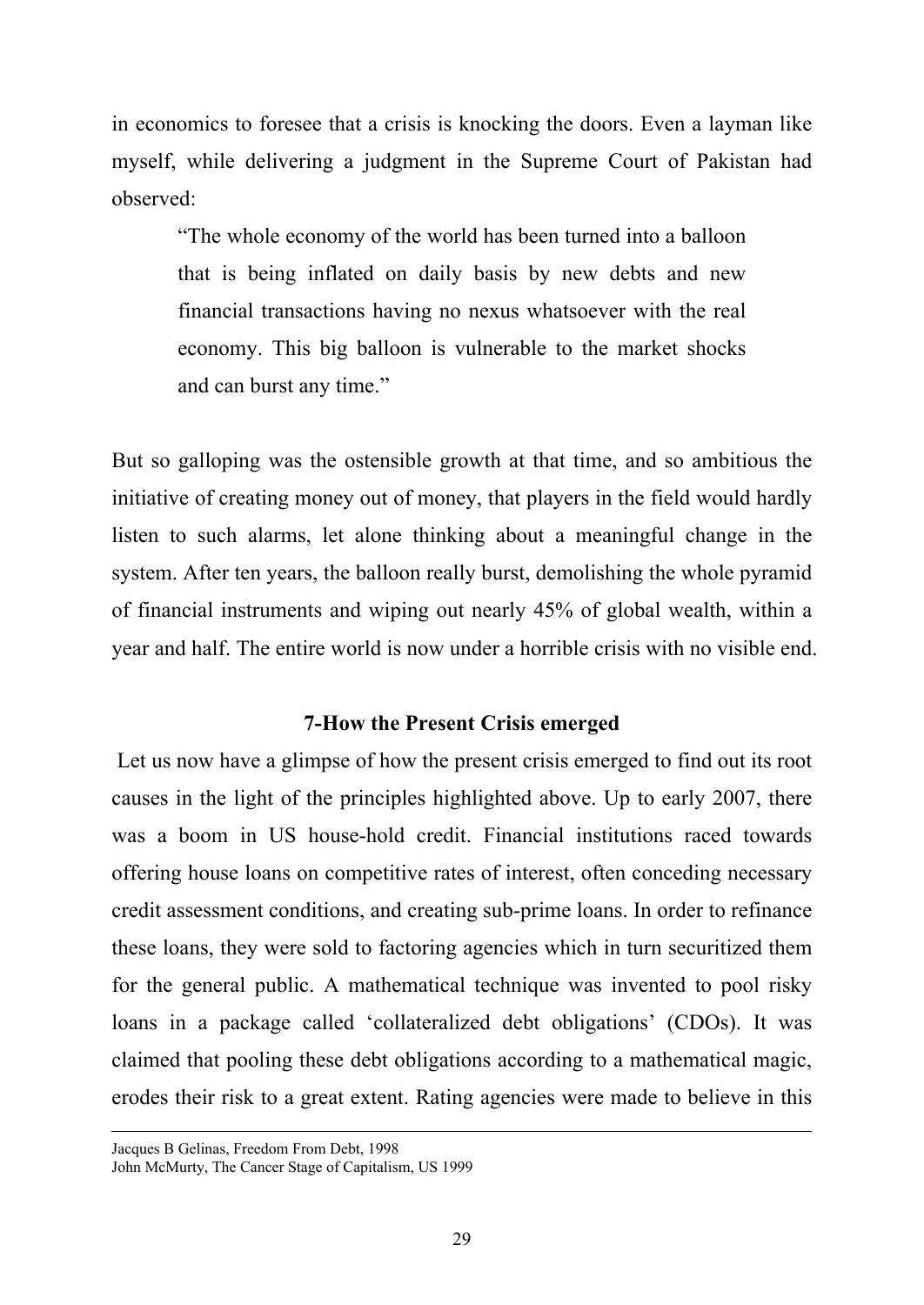in economics to foresee that a crisis is knocking the doors. Even a layman like myself, while delivering a judgment in the Supreme Court of Pakistan had observed:

> "The whole economy of the world has been turned into a balloon that is being inflated on daily basis by new debts and new financial transactions having no nexus whatsoever with the real economy. This big balloon is vulnerable to the market shocks and can burst any time."

But so galloping was the ostensible growth at that time, and so ambitious the initiative of creating money out of money, that players in the field would hardly listen to such alarms, let alone thinking about a meaningful change in the system. After ten years, the balloon really burst, demolishing the whole pyramid of financial instruments and wiping out nearly 45% of global wealth, within a year and half. The entire world is now under a horrible crisis with no visible end.

### 7-How the Present Crisis emerged

Let us now have a glimpse of how the present crisis emerged to find out its root causes in the light of the principles highlighted above. Up to early 2007, there was a boom in US house-hold credit. Financial institutions raced towards offering house loans on competitive rates of interest, often conceding necessary credit assessment conditions, and creating sub-prime loans. In order to refinance these loans, they were sold to factoring agencies which in turn securitized them for the general public. A mathematical technique was invented to pool risky loans in a package called 'collateralized debt obligations' (CDOs). It was claimed that pooling these debt obligations according to a mathematical magic, erodes their risk to a great extent. Rating agencies were made to believe in this

---

Jacques B Gelinas, Freedom From Debt, 1998
John McMurty, The Cancer Stage of Capitalism, US 1999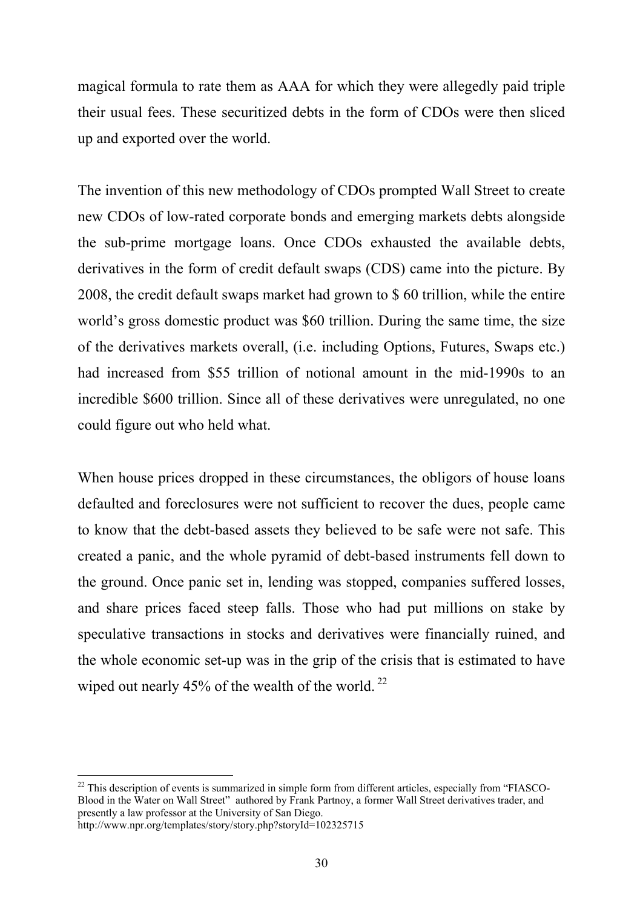magical formula to rate them as AAA for which they were allegedly paid triple their usual fees. These securitized debts in the form of CDOs were then sliced up and exported over the world.

The invention of this new methodology of CDOs prompted Wall Street to create new CDOs of low-rated corporate bonds and emerging markets debts alongside the sub-prime mortgage loans. Once CDOs exhausted the available debts, derivatives in the form of credit default swaps (CDS) came into the picture. By 2008, the credit default swaps market had grown to $ 60 trillion, while the entire world's gross domestic product was $60 trillion. During the same time, the size of the derivatives markets overall, (i.e. including Options, Futures, Swaps etc.) had increased from $55 trillion of notional amount in the mid-1990s to an incredible $600 trillion. Since all of these derivatives were unregulated, no one could figure out who held what.

When house prices dropped in these circumstances, the obligors of house loans defaulted and foreclosures were not sufficient to recover the dues, people came to know that the debt-based assets they believed to be safe were not safe. This created a panic, and the whole pyramid of debt-based instruments fell down to the ground. Once panic set in, lending was stopped, companies suffered losses, and share prices faced steep falls. Those who had put millions on stake by speculative transactions in stocks and derivatives were financially ruined, and the whole economic set-up was in the grip of the crisis that is estimated to have wiped out nearly 45% of the wealth of the world. [22]

---

[22] This description of events is summarized in simple form from different articles, especially from "FIASCO-Blood in the Water on Wall Street" authored by Frank Partnoy, a former Wall Street derivatives trader, and presently a law professor at the University of San Diego.
http://www.npr.org/templates/story/story.php?storyId=102325715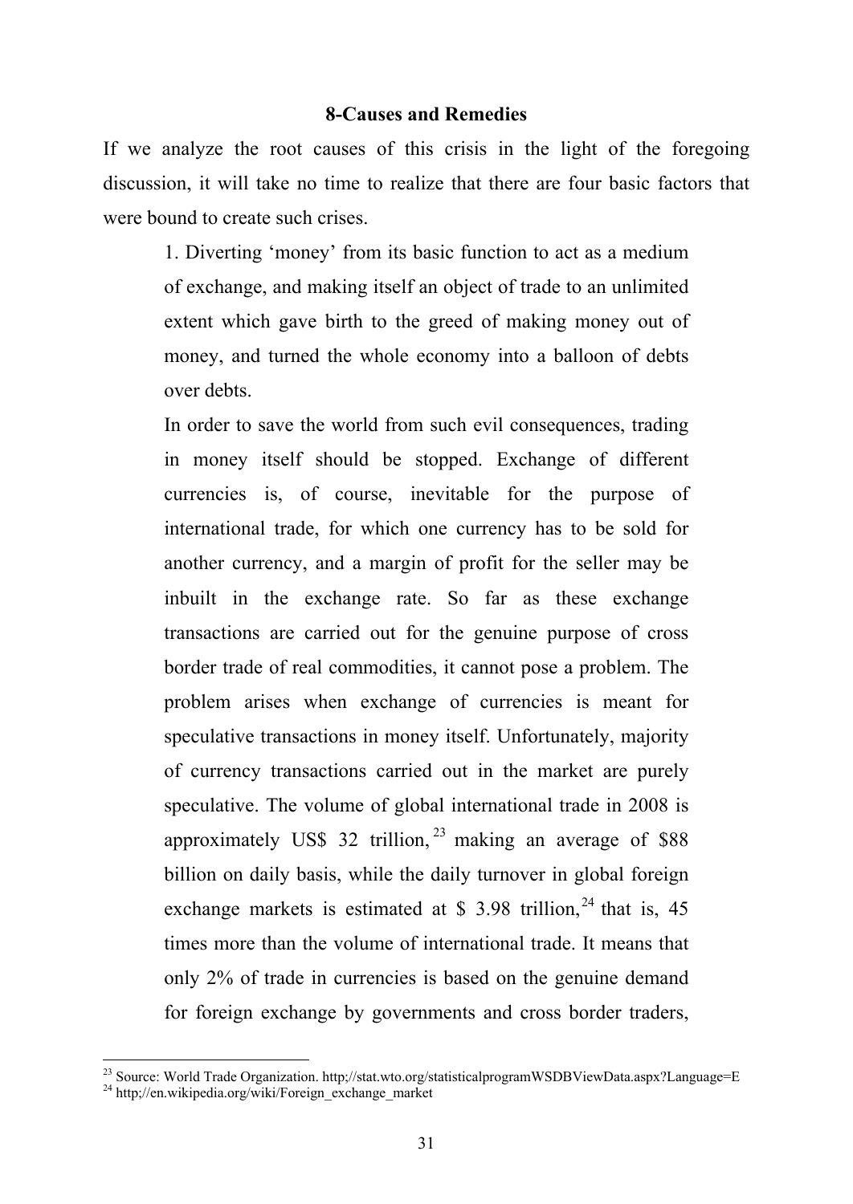## 8-Causes and Remedies

If we analyze the root causes of this crisis in the light of the foregoing discussion, it will take no time to realize that there are four basic factors that were bound to create such crises.

> 1. Diverting 'money' from its basic function to act as a medium of exchange, and making itself an object of trade to an unlimited extent which gave birth to the greed of making money out of money, and turned the whole economy into a balloon of debts over debts.
>
> In order to save the world from such evil consequences, trading in money itself should be stopped. Exchange of different currencies is, of course, inevitable for the purpose of international trade, for which one currency has to be sold for another currency, and a margin of profit for the seller may be inbuilt in the exchange rate. So far as these exchange transactions are carried out for the genuine purpose of cross border trade of real commodities, it cannot pose a problem. The problem arises when exchange of currencies is meant for speculative transactions in money itself. Unfortunately, majority of currency transactions carried out in the market are purely speculative. The volume of global international trade in 2008 is approximately US$ 32 trillion,[23] making an average of $88 billion on daily basis, while the daily turnover in global foreign exchange markets is estimated at $ 3.98 trillion,[24] that is, 45 times more than the volume of international trade. It means that only 2% of trade in currencies is based on the genuine demand for foreign exchange by governments and cross border traders,

---

[23] Source: World Trade Organization. http;//stat.wto.org/statisticalprogramWSDBViewData.aspx?Language=E

[24] http;//en.wikipedia.org/wiki/Foreign_exchange_market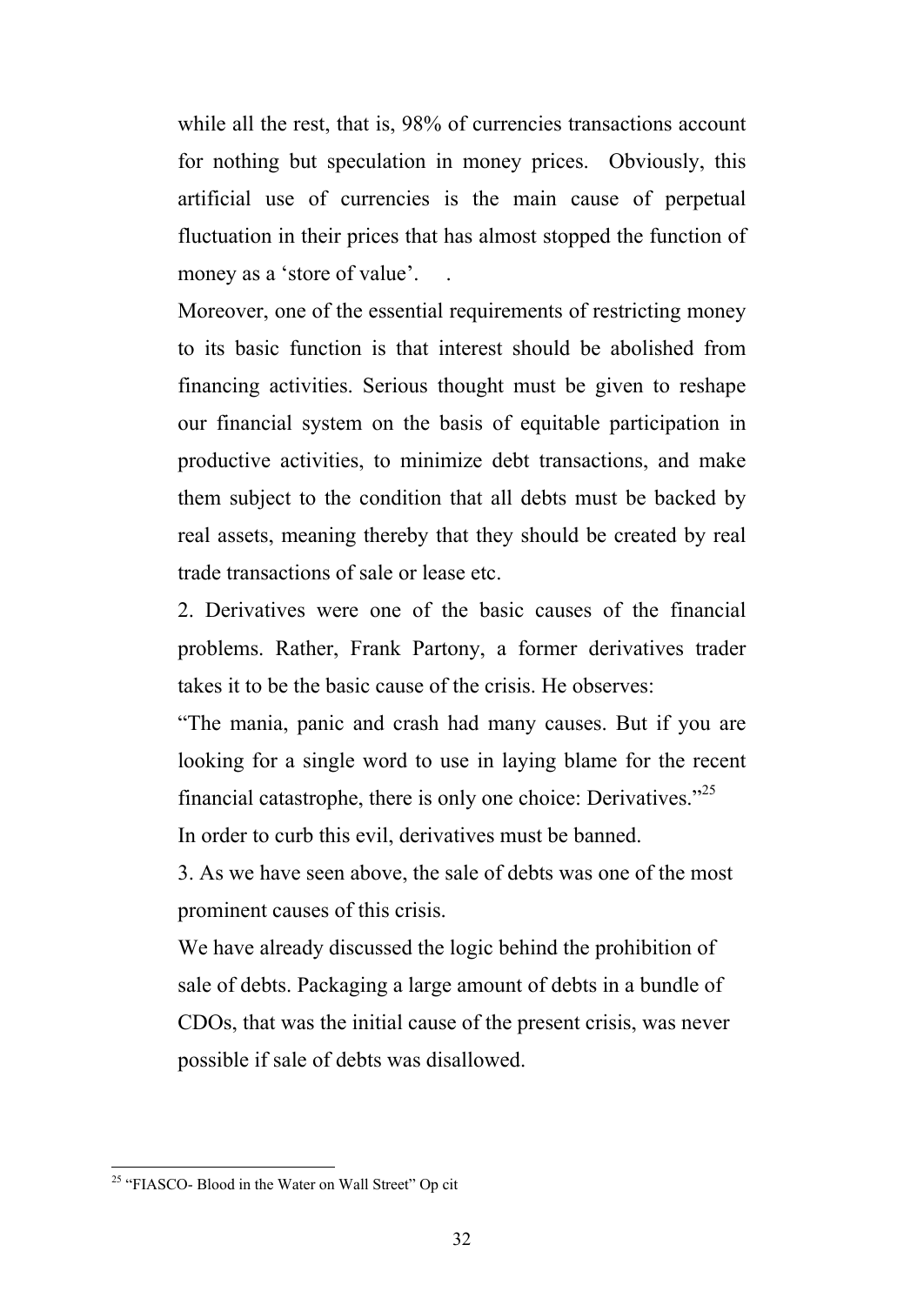while all the rest, that is, 98% of currencies transactions account for nothing but speculation in money prices. Obviously, this artificial use of currencies is the main cause of perpetual fluctuation in their prices that has almost stopped the function of money as a 'store of value'.

Moreover, one of the essential requirements of restricting money to its basic function is that interest should be abolished from financing activities. Serious thought must be given to reshape our financial system on the basis of equitable participation in productive activities, to minimize debt transactions, and make them subject to the condition that all debts must be backed by real assets, meaning thereby that they should be created by real trade transactions of sale or lease etc.

2. Derivatives were one of the basic causes of the financial problems. Rather, Frank Partony, a former derivatives trader takes it to be the basic cause of the crisis. He observes:

"The mania, panic and crash had many causes. But if you are looking for a single word to use in laying blame for the recent financial catastrophe, there is only one choice: Derivatives."[25]

In order to curb this evil, derivatives must be banned.

3. As we have seen above, the sale of debts was one of the most prominent causes of this crisis.

We have already discussed the logic behind the prohibition of sale of debts. Packaging a large amount of debts in a bundle of CDOs, that was the initial cause of the present crisis, was never possible if sale of debts was disallowed.

---

[25] "FIASCO- Blood in the Water on Wall Street" Op cit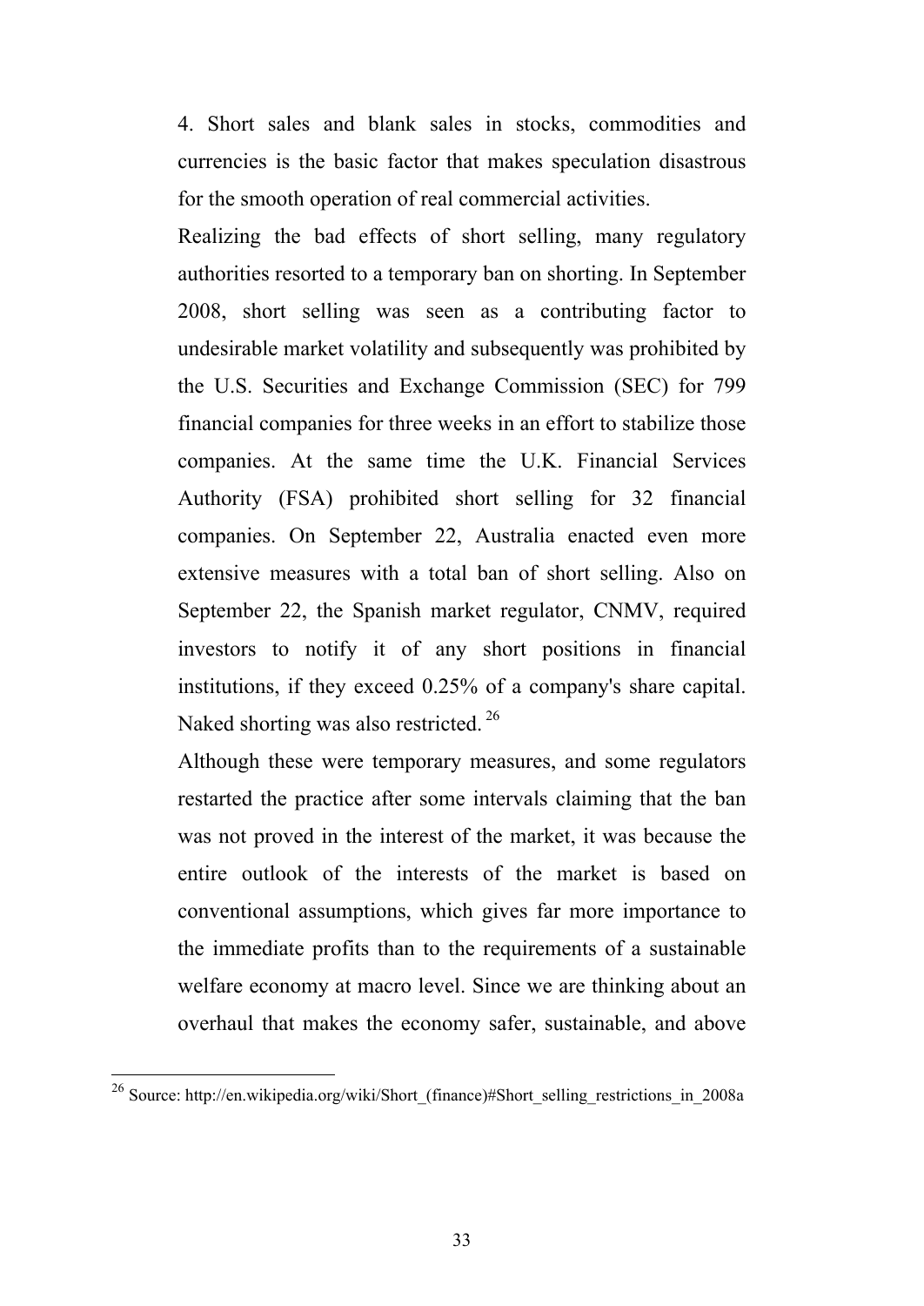4. Short sales and blank sales in stocks, commodities and currencies is the basic factor that makes speculation disastrous for the smooth operation of real commercial activities.

Realizing the bad effects of short selling, many regulatory authorities resorted to a temporary ban on shorting. In September 2008, short selling was seen as a contributing factor to undesirable market volatility and subsequently was prohibited by the U.S. Securities and Exchange Commission (SEC) for 799 financial companies for three weeks in an effort to stabilize those companies. At the same time the U.K. Financial Services Authority (FSA) prohibited short selling for 32 financial companies. On September 22, Australia enacted even more extensive measures with a total ban of short selling. Also on September 22, the Spanish market regulator, CNMV, required investors to notify it of any short positions in financial institutions, if they exceed 0.25% of a company's share capital. Naked shorting was also restricted. [26]

Although these were temporary measures, and some regulators restarted the practice after some intervals claiming that the ban was not proved in the interest of the market, it was because the entire outlook of the interests of the market is based on conventional assumptions, which gives far more importance to the immediate profits than to the requirements of a sustainable welfare economy at macro level. Since we are thinking about an overhaul that makes the economy safer, sustainable, and above

[26] Source: http://en.wikipedia.org/wiki/Short_(finance)#Short_selling_restrictions_in_2008a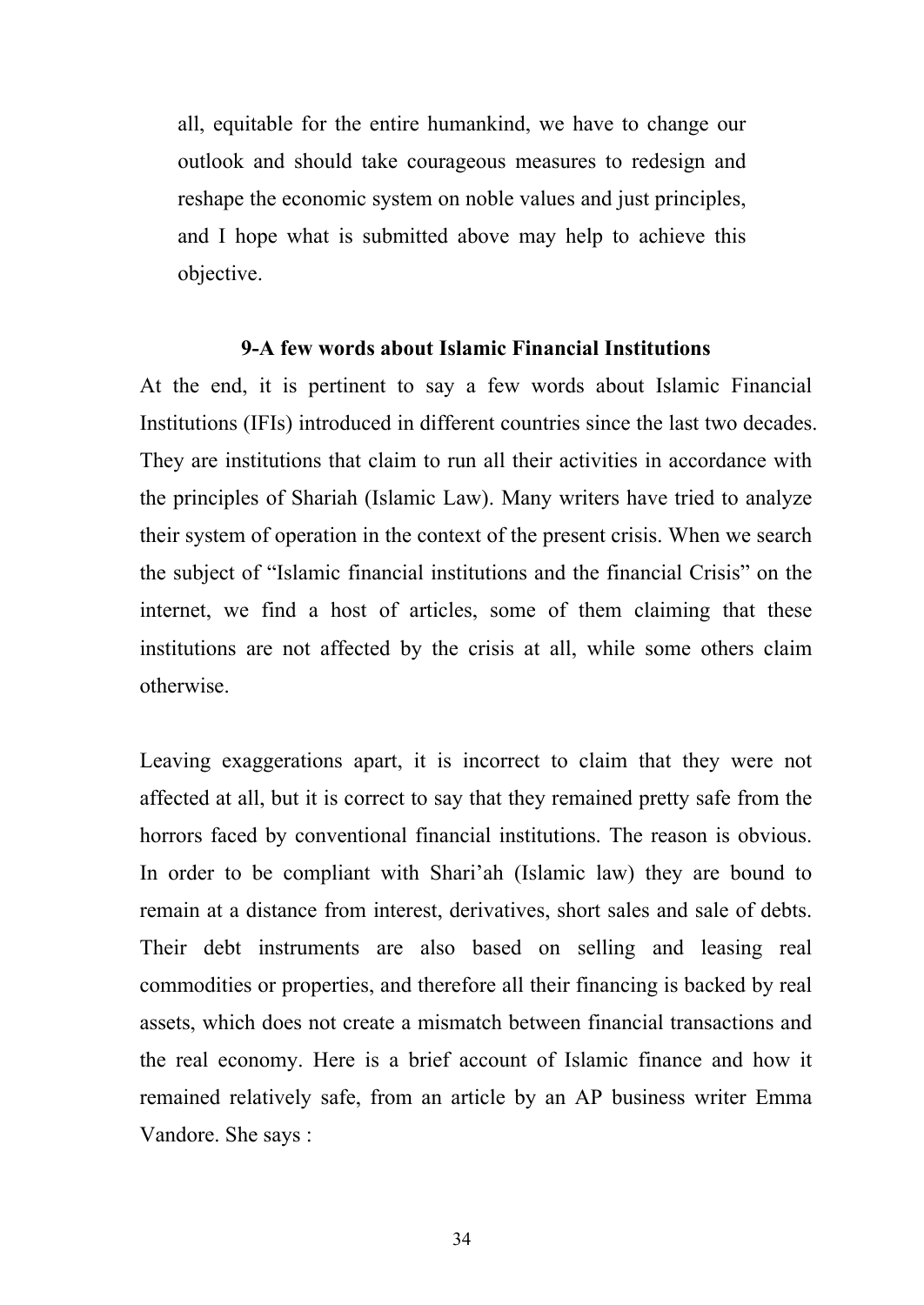all, equitable for the entire humankind, we have to change our outlook and should take courageous measures to redesign and reshape the economic system on noble values and just principles, and I hope what is submitted above may help to achieve this objective.

### 9-A few words about Islamic Financial Institutions

At the end, it is pertinent to say a few words about Islamic Financial Institutions (IFIs) introduced in different countries since the last two decades. They are institutions that claim to run all their activities in accordance with the principles of Shariah (Islamic Law). Many writers have tried to analyze their system of operation in the context of the present crisis. When we search the subject of "Islamic financial institutions and the financial Crisis" on the internet, we find a host of articles, some of them claiming that these institutions are not affected by the crisis at all, while some others claim otherwise.

Leaving exaggerations apart, it is incorrect to claim that they were not affected at all, but it is correct to say that they remained pretty safe from the horrors faced by conventional financial institutions. The reason is obvious. In order to be compliant with Shari'ah (Islamic law) they are bound to remain at a distance from interest, derivatives, short sales and sale of debts. Their debt instruments are also based on selling and leasing real commodities or properties, and therefore all their financing is backed by real assets, which does not create a mismatch between financial transactions and the real economy. Here is a brief account of Islamic finance and how it remained relatively safe, from an article by an AP business writer Emma Vandore. She says :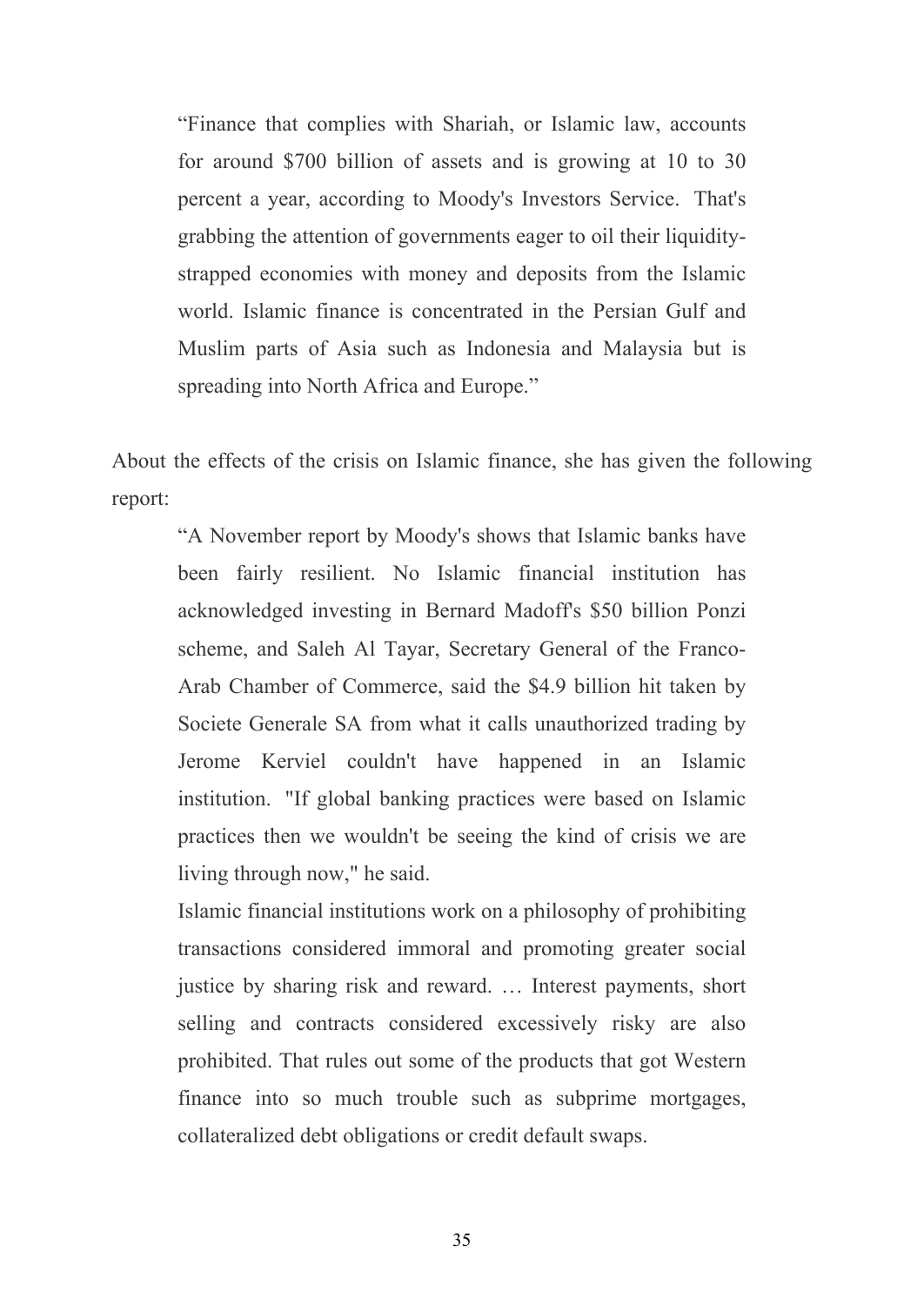> “Finance that complies with Shariah, or Islamic law, accounts for around $700 billion of assets and is growing at 10 to 30 percent a year, according to Moody's Investors Service. That's grabbing the attention of governments eager to oil their liquidity-strapped economies with money and deposits from the Islamic world. Islamic finance is concentrated in the Persian Gulf and Muslim parts of Asia such as Indonesia and Malaysia but is spreading into North Africa and Europe.”

About the effects of the crisis on Islamic finance, she has given the following report:

> “A November report by Moody's shows that Islamic banks have been fairly resilient. No Islamic financial institution has acknowledged investing in Bernard Madoff's $50 billion Ponzi scheme, and Saleh Al Tayar, Secretary General of the Franco-Arab Chamber of Commerce, said the $4.9 billion hit taken by Societe Generale SA from what it calls unauthorized trading by Jerome Kerviel couldn't have happened in an Islamic institution. "If global banking practices were based on Islamic practices then we wouldn't be seeing the kind of crisis we are living through now," he said.
>
> Islamic financial institutions work on a philosophy of prohibiting transactions considered immoral and promoting greater social justice by sharing risk and reward. … Interest payments, short selling and contracts considered excessively risky are also prohibited. That rules out some of the products that got Western finance into so much trouble such as subprime mortgages, collateralized debt obligations or credit default swaps.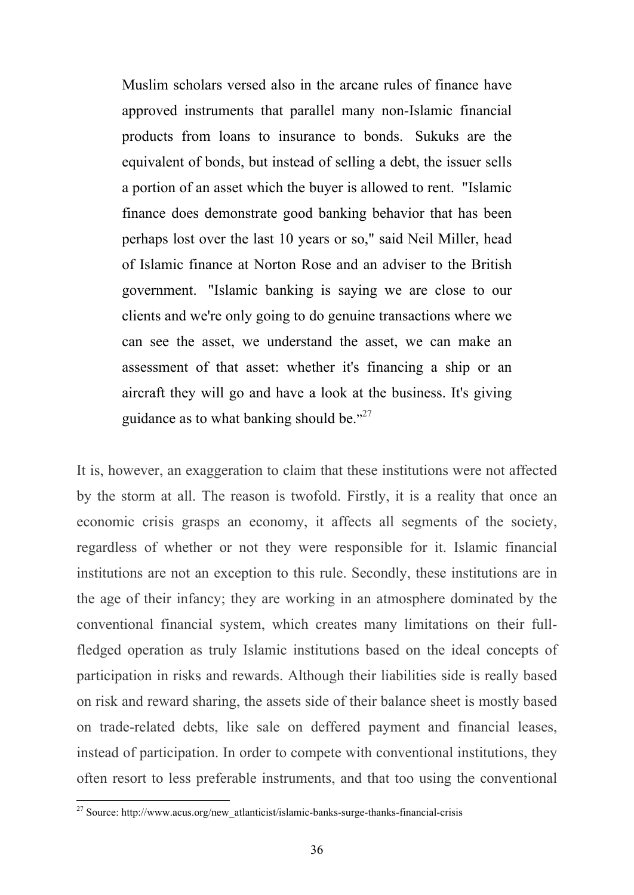> Muslim scholars versed also in the arcane rules of finance have approved instruments that parallel many non-Islamic financial products from loans to insurance to bonds. Sukuks are the equivalent of bonds, but instead of selling a debt, the issuer sells a portion of an asset which the buyer is allowed to rent. "Islamic finance does demonstrate good banking behavior that has been perhaps lost over the last 10 years or so," said Neil Miller, head of Islamic finance at Norton Rose and an adviser to the British government. "Islamic banking is saying we are close to our clients and we're only going to do genuine transactions where we can see the asset, we understand the asset, we can make an assessment of that asset: whether it's financing a ship or an aircraft they will go and have a look at the business. It's giving guidance as to what banking should be."[27]

It is, however, an exaggeration to claim that these institutions were not affected by the storm at all. The reason is twofold. Firstly, it is a reality that once an economic crisis grasps an economy, it affects all segments of the society, regardless of whether or not they were responsible for it. Islamic financial institutions are not an exception to this rule. Secondly, these institutions are in the age of their infancy; they are working in an atmosphere dominated by the conventional financial system, which creates many limitations on their full-fledged operation as truly Islamic institutions based on the ideal concepts of participation in risks and rewards. Although their liabilities side is really based on risk and reward sharing, the assets side of their balance sheet is mostly based on trade-related debts, like sale on deffered payment and financial leases, instead of participation. In order to compete with conventional institutions, they often resort to less preferable instruments, and that too using the conventional

---

[27] Source: http://www.acus.org/new_atlanticist/islamic-banks-surge-thanks-financial-crisis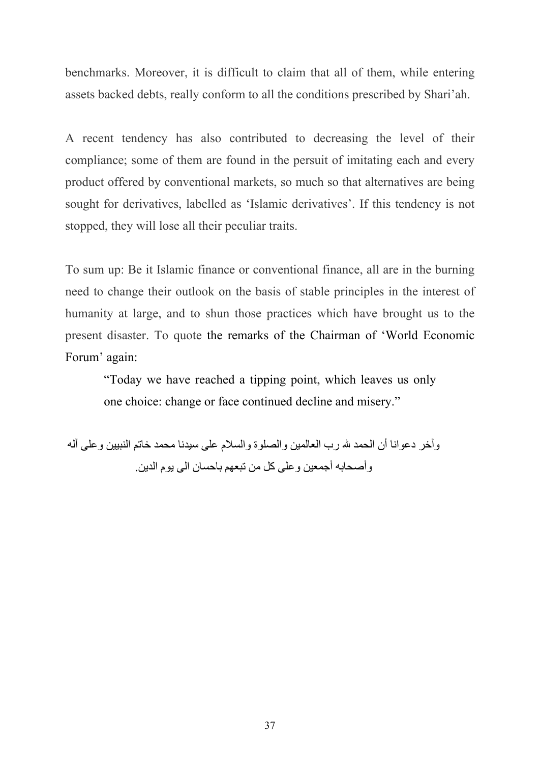benchmarks. Moreover, it is difficult to claim that all of them, while entering assets backed debts, really conform to all the conditions prescribed by Shari'ah.

A recent tendency has also contributed to decreasing the level of their compliance; some of them are found in the persuit of imitating each and every product offered by conventional markets, so much so that alternatives are being sought for derivatives, labelled as 'Islamic derivatives'. If this tendency is not stopped, they will lose all their peculiar traits.

To sum up: Be it Islamic finance or conventional finance, all are in the burning need to change their outlook on the basis of stable principles in the interest of humanity at large, and to shun those practices which have brought us to the present disaster. To quote the remarks of the Chairman of 'World Economic Forum' again:

> "Today we have reached a tipping point, which leaves us only one choice: change or face continued decline and misery."

وآخر دعوانا أن الحمد لله رب العالمين والصلوة والسلام على سيدنا محمد خاتم النبيين وعلى آله وأصحابه أجمعين وعلى كل من تبعهم باحسان الى يوم الدين.